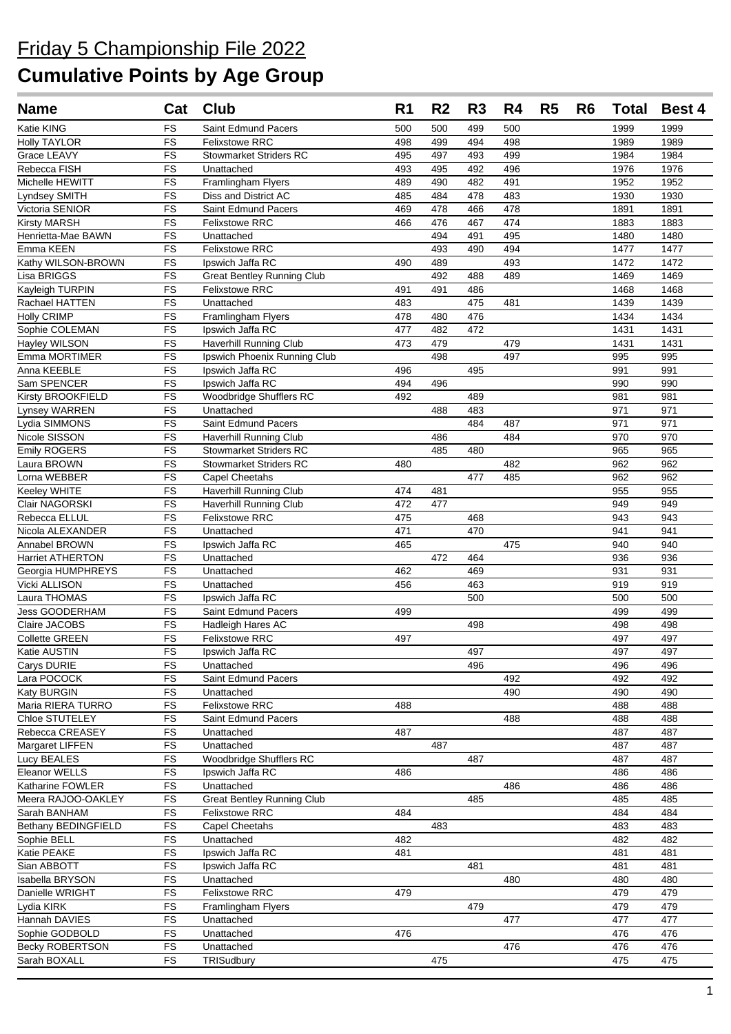# Friday 5 Championship File 2022

## Cumulative Points by Age Group

| Name | Cat | Club | R1 | R2 | R3 | R4 | R5 | R6 | Total | Best 4 |
|---|---|---|---|---|---|---|---|---|---|---|
| Katie KING | FS | Saint Edmund Pacers | 500 | 500 | 499 | 500 | | | 1999 | 1999 |
| Holly TAYLOR | FS | Felixstowe RRC | 498 | 499 | 494 | 498 | | | 1989 | 1989 |
| Grace LEAVY | FS | Stowmarket Striders RC | 495 | 497 | 493 | 499 | | | 1984 | 1984 |
| Rebecca FISH | FS | Unattached | 493 | 495 | 492 | 496 | | | 1976 | 1976 |
| Michelle HEWITT | FS | Framlingham Flyers | 489 | 490 | 482 | 491 | | | 1952 | 1952 |
| Lyndsey SMITH | FS | Diss and District AC | 485 | 484 | 478 | 483 | | | 1930 | 1930 |
| Victoria SENIOR | FS | Saint Edmund Pacers | 469 | 478 | 466 | 478 | | | 1891 | 1891 |
| Kirsty MARSH | FS | Felixstowe RRC | 466 | 476 | 467 | 474 | | | 1883 | 1883 |
| Henrietta-Mae BAWN | FS | Unattached | | 494 | 491 | 495 | | | 1480 | 1480 |
| Emma KEEN | FS | Felixstowe RRC | | 493 | 490 | 494 | | | 1477 | 1477 |
| Kathy WILSON-BROWN | FS | Ipswich Jaffa RC | 490 | 489 | | 493 | | | 1472 | 1472 |
| Lisa BRIGGS | FS | Great Bentley Running Club | | 492 | 488 | 489 | | | 1469 | 1469 |
| Kayleigh TURPIN | FS | Felixstowe RRC | 491 | 491 | 486 | | | | 1468 | 1468 |
| Rachael HATTEN | FS | Unattached | 483 | | 475 | 481 | | | 1439 | 1439 |
| Holly CRIMP | FS | Framlingham Flyers | 478 | 480 | 476 | | | | 1434 | 1434 |
| Sophie COLEMAN | FS | Ipswich Jaffa RC | 477 | 482 | 472 | | | | 1431 | 1431 |
| Hayley WILSON | FS | Haverhill Running Club | 473 | 479 | | 479 | | | 1431 | 1431 |
| Emma MORTIMER | FS | Ipswich Phoenix Running Club | | 498 | | 497 | | | 995 | 995 |
| Anna KEEBLE | FS | Ipswich Jaffa RC | 496 | | 495 | | | | 991 | 991 |
| Sam SPENCER | FS | Ipswich Jaffa RC | 494 | 496 | | | | | 990 | 990 |
| Kirsty BROOKFIELD | FS | Woodbridge Shufflers RC | 492 | | 489 | | | | 981 | 981 |
| Lynsey WARREN | FS | Unattached | | 488 | 483 | | | | 971 | 971 |
| Lydia SIMMONS | FS | Saint Edmund Pacers | | | 484 | 487 | | | 971 | 971 |
| Nicole SISSON | FS | Haverhill Running Club | | 486 | | 484 | | | 970 | 970 |
| Emily ROGERS | FS | Stowmarket Striders RC | | 485 | 480 | | | | 965 | 965 |
| Laura BROWN | FS | Stowmarket Striders RC | 480 | | | 482 | | | 962 | 962 |
| Lorna WEBBER | FS | Capel Cheetahs | | | 477 | 485 | | | 962 | 962 |
| Keeley WHITE | FS | Haverhill Running Club | 474 | 481 | | | | | 955 | 955 |
| Clair NAGORSKI | FS | Haverhill Running Club | 472 | 477 | | | | | 949 | 949 |
| Rebecca ELLUL | FS | Felixstowe RRC | 475 | | 468 | | | | 943 | 943 |
| Nicola ALEXANDER | FS | Unattached | 471 | | 470 | | | | 941 | 941 |
| Annabel BROWN | FS | Ipswich Jaffa RC | 465 | | | 475 | | | 940 | 940 |
| Harriet ATHERTON | FS | Unattached | | 472 | 464 | | | | 936 | 936 |
| Georgia HUMPHREYS | FS | Unattached | 462 | | 469 | | | | 931 | 931 |
| Vicki ALLISON | FS | Unattached | 456 | | 463 | | | | 919 | 919 |
| Laura THOMAS | FS | Ipswich Jaffa RC | | | 500 | | | | 500 | 500 |
| Jess GOODERHAM | FS | Saint Edmund Pacers | 499 | | | | | | 499 | 499 |
| Claire JACOBS | FS | Hadleigh Hares AC | | | 498 | | | | 498 | 498 |
| Collette GREEN | FS | Felixstowe RRC | 497 | | | | | | 497 | 497 |
| Katie AUSTIN | FS | Ipswich Jaffa RC | | | 497 | | | | 497 | 497 |
| Carys DURIE | FS | Unattached | | | 496 | | | | 496 | 496 |
| Lara POCOCK | FS | Saint Edmund Pacers | | | | 492 | | | 492 | 492 |
| Katy BURGIN | FS | Unattached | | | | 490 | | | 490 | 490 |
| Maria RIERA TURRO | FS | Felixstowe RRC | 488 | | | | | | 488 | 488 |
| Chloe STUTELEY | FS | Saint Edmund Pacers | | | | 488 | | | 488 | 488 |
| Rebecca CREASEY | FS | Unattached | 487 | | | | | | 487 | 487 |
| Margaret LIFFEN | FS | Unattached | | 487 | | | | | 487 | 487 |
| Lucy BEALES | FS | Woodbridge Shufflers RC | | | 487 | | | | 487 | 487 |
| Eleanor WELLS | FS | Ipswich Jaffa RC | 486 | | | | | | 486 | 486 |
| Katharine FOWLER | FS | Unattached | | | | 486 | | | 486 | 486 |
| Meera RAJOO-OAKLEY | FS | Great Bentley Running Club | | | 485 | | | | 485 | 485 |
| Sarah BANHAM | FS | Felixstowe RRC | 484 | | | | | | 484 | 484 |
| Bethany BEDINGFIELD | FS | Capel Cheetahs | | 483 | | | | | 483 | 483 |
| Sophie BELL | FS | Unattached | 482 | | | | | | 482 | 482 |
| Katie PEAKE | FS | Ipswich Jaffa RC | 481 | | | | | | 481 | 481 |
| Sian ABBOTT | FS | Ipswich Jaffa RC | | | 481 | | | | 481 | 481 |
| Isabella BRYSON | FS | Unattached | | | | 480 | | | 480 | 480 |
| Danielle WRIGHT | FS | Felixstowe RRC | 479 | | | | | | 479 | 479 |
| Lydia KIRK | FS | Framlingham Flyers | | | 479 | | | | 479 | 479 |
| Hannah DAVIES | FS | Unattached | | | | 477 | | | 477 | 477 |
| Sophie GODBOLD | FS | Unattached | 476 | | | | | | 476 | 476 |
| Becky ROBERTSON | FS | Unattached | | | | 476 | | | 476 | 476 |
| Sarah BOXALL | FS | TRISudbury | | 475 | | | | | 475 | 475 |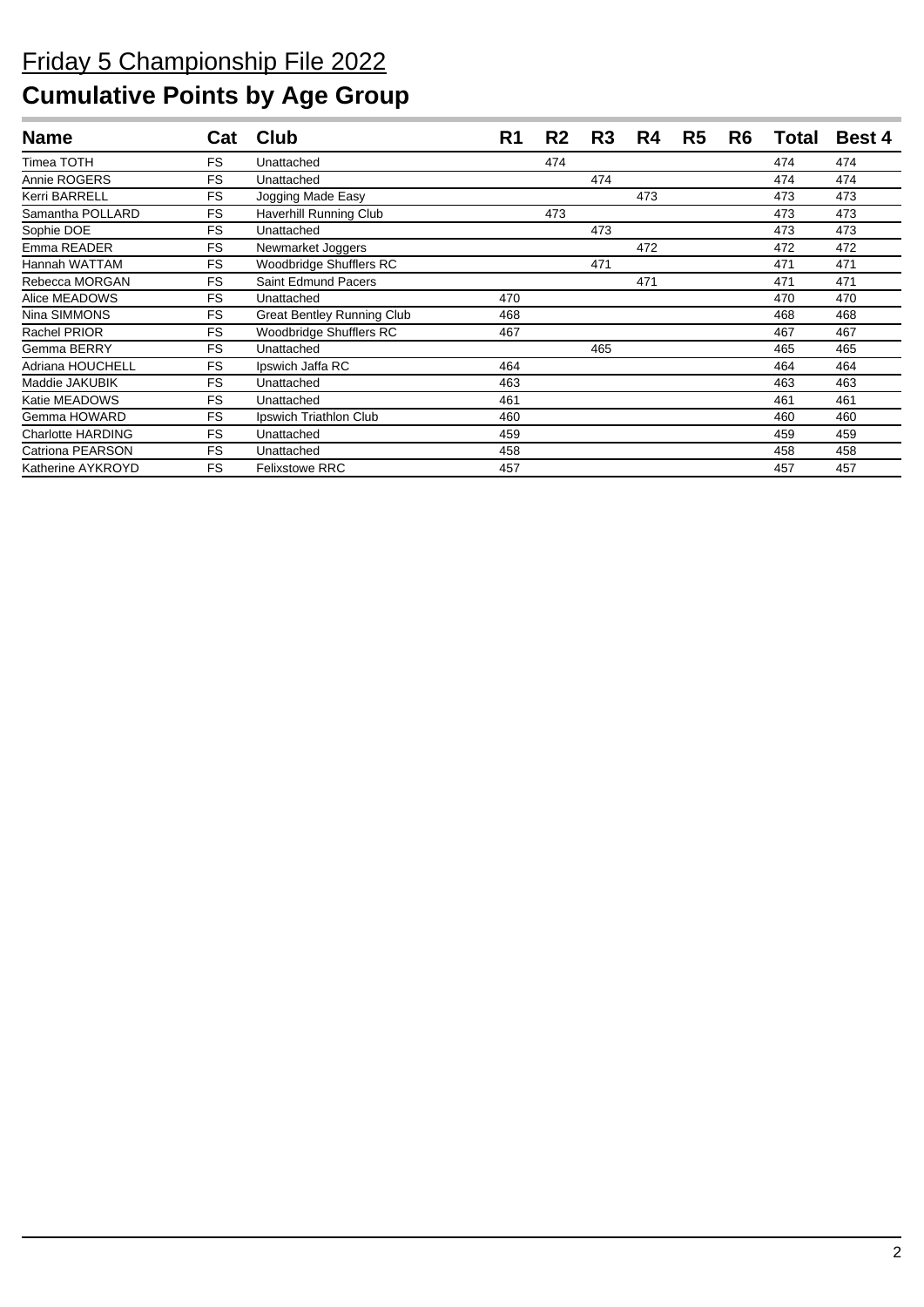# Friday 5 Championship File 2022

## Cumulative Points by Age Group

| Name | Cat | Club | R1 | R2 | R3 | R4 | R5 | R6 | Total | Best 4 |
|---|---|---|---|---|---|---|---|---|---|---|
| Timea TOTH | FS | Unattached | | 474 | | | | | 474 | 474 |
| Annie ROGERS | FS | Unattached | | | 474 | | | | 474 | 474 |
| Kerri BARRELL | FS | Jogging Made Easy | | | | 473 | | | 473 | 473 |
| Samantha POLLARD | FS | Haverhill Running Club | | 473 | | | | | 473 | 473 |
| Sophie DOE | FS | Unattached | | | 473 | | | | 473 | 473 |
| Emma READER | FS | Newmarket Joggers | | | | 472 | | | 472 | 472 |
| Hannah WATTAM | FS | Woodbridge Shufflers RC | | | 471 | | | | 471 | 471 |
| Rebecca MORGAN | FS | Saint Edmund Pacers | | | | 471 | | | 471 | 471 |
| Alice MEADOWS | FS | Unattached | 470 | | | | | | 470 | 470 |
| Nina SIMMONS | FS | Great Bentley Running Club | 468 | | | | | | 468 | 468 |
| Rachel PRIOR | FS | Woodbridge Shufflers RC | 467 | | | | | | 467 | 467 |
| Gemma BERRY | FS | Unattached | | | 465 | | | | 465 | 465 |
| Adriana HOUCHELL | FS | Ipswich Jaffa RC | 464 | | | | | | 464 | 464 |
| Maddie JAKUBIK | FS | Unattached | 463 | | | | | | 463 | 463 |
| Katie MEADOWS | FS | Unattached | 461 | | | | | | 461 | 461 |
| Gemma HOWARD | FS | Ipswich Triathlon Club | 460 | | | | | | 460 | 460 |
| Charlotte HARDING | FS | Unattached | 459 | | | | | | 459 | 459 |
| Catriona PEARSON | FS | Unattached | 458 | | | | | | 458 | 458 |
| Katherine AYKROYD | FS | Felixstowe RRC | 457 | | | | | | 457 | 457 |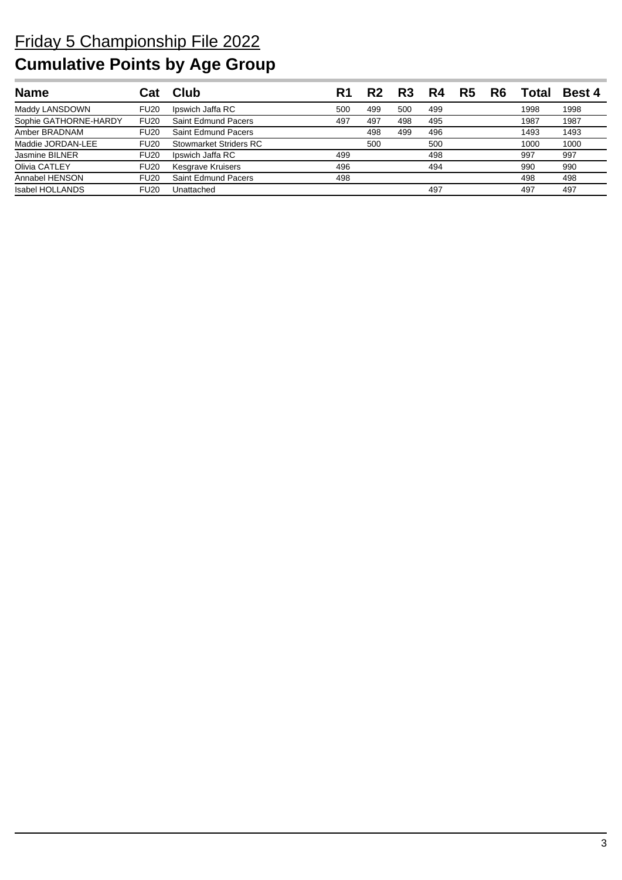Friday 5 Championship File 2022

# Cumulative Points by Age Group

| Name | Cat | Club | R1 | R2 | R3 | R4 | R5 | R6 | Total | Best 4 |
|---|---|---|---|---|---|---|---|---|---|---|
| Maddy LANSDOWN | FU20 | Ipswich Jaffa RC | 500 | 499 | 500 | 499 | | | 1998 | 1998 |
| Sophie GATHORNE-HARDY | FU20 | Saint Edmund Pacers | 497 | 497 | 498 | 495 | | | 1987 | 1987 |
| Amber BRADNAM | FU20 | Saint Edmund Pacers | | 498 | 499 | 496 | | | 1493 | 1493 |
| Maddie JORDAN-LEE | FU20 | Stowmarket Striders RC | | 500 | | 500 | | | 1000 | 1000 |
| Jasmine BILNER | FU20 | Ipswich Jaffa RC | 499 | | | 498 | | | 997 | 997 |
| Olivia CATLEY | FU20 | Kesgrave Kruisers | 496 | | | 494 | | | 990 | 990 |
| Annabel HENSON | FU20 | Saint Edmund Pacers | 498 | | | | | | 498 | 498 |
| Isabel HOLLANDS | FU20 | Unattached | | | | 497 | | | 497 | 497 |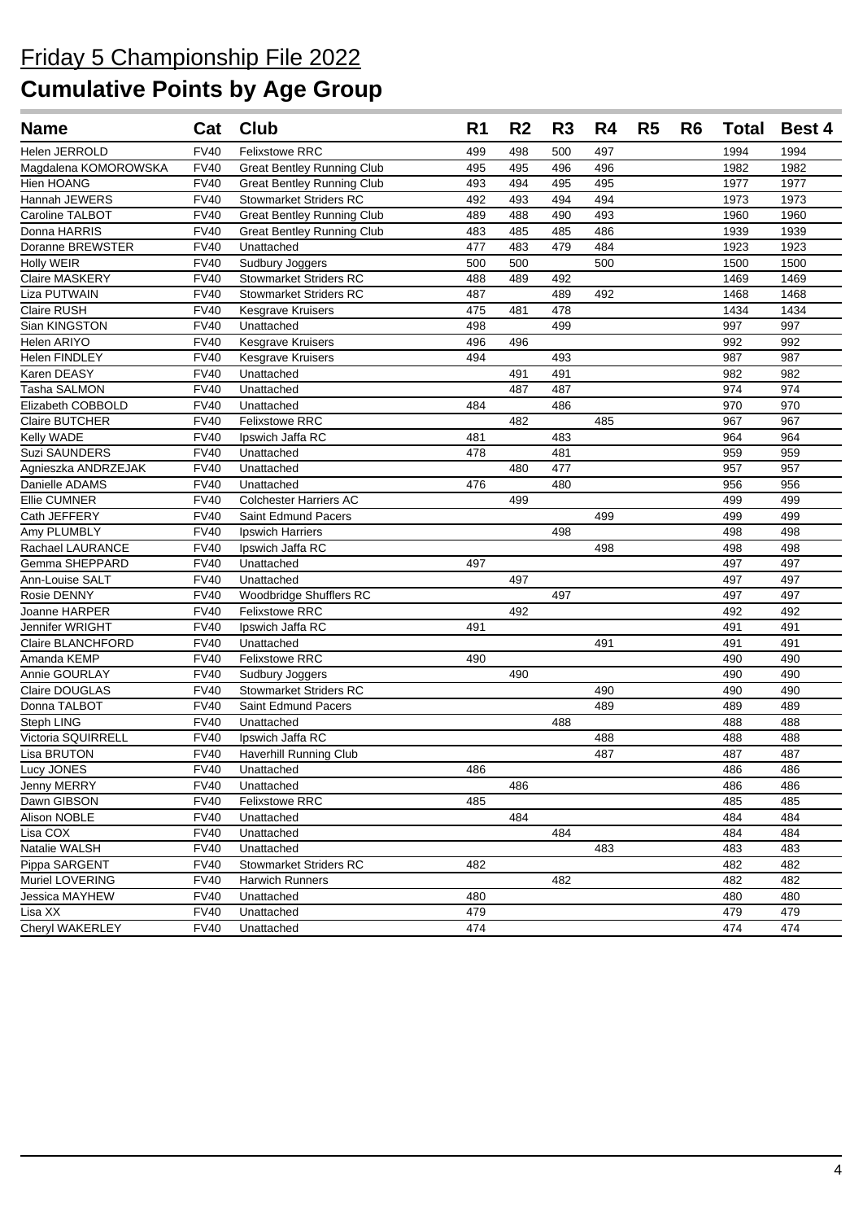# Friday 5 Championship File 2022

# Cumulative Points by Age Group

| Name | Cat | Club | R1 | R2 | R3 | R4 | R5 | R6 | Total | Best 4 |
|---|---|---|---|---|---|---|---|---|---|---|
| Helen JERROLD | FV40 | Felixstowe RRC | 499 | 498 | 500 | 497 | | | 1994 | 1994 |
| Magdalena KOMOROWSKA | FV40 | Great Bentley Running Club | 495 | 495 | 496 | 496 | | | 1982 | 1982 |
| Hien HOANG | FV40 | Great Bentley Running Club | 493 | 494 | 495 | 495 | | | 1977 | 1977 |
| Hannah JEWERS | FV40 | Stowmarket Striders RC | 492 | 493 | 494 | 494 | | | 1973 | 1973 |
| Caroline TALBOT | FV40 | Great Bentley Running Club | 489 | 488 | 490 | 493 | | | 1960 | 1960 |
| Donna HARRIS | FV40 | Great Bentley Running Club | 483 | 485 | 485 | 486 | | | 1939 | 1939 |
| Doranne BREWSTER | FV40 | Unattached | 477 | 483 | 479 | 484 | | | 1923 | 1923 |
| Holly WEIR | FV40 | Sudbury Joggers | 500 | 500 | | 500 | | | 1500 | 1500 |
| Claire MASKERY | FV40 | Stowmarket Striders RC | 488 | 489 | 492 | | | | 1469 | 1469 |
| Liza PUTWAIN | FV40 | Stowmarket Striders RC | 487 | | 489 | 492 | | | 1468 | 1468 |
| Claire RUSH | FV40 | Kesgrave Kruisers | 475 | 481 | 478 | | | | 1434 | 1434 |
| Sian KINGSTON | FV40 | Unattached | 498 | | 499 | | | | 997 | 997 |
| Helen ARIYO | FV40 | Kesgrave Kruisers | 496 | 496 | | | | | 992 | 992 |
| Helen FINDLEY | FV40 | Kesgrave Kruisers | 494 | | 493 | | | | 987 | 987 |
| Karen DEASY | FV40 | Unattached | | 491 | 491 | | | | 982 | 982 |
| Tasha SALMON | FV40 | Unattached | | 487 | 487 | | | | 974 | 974 |
| Elizabeth COBBOLD | FV40 | Unattached | 484 | | 486 | | | | 970 | 970 |
| Claire BUTCHER | FV40 | Felixstowe RRC | | 482 | | 485 | | | 967 | 967 |
| Kelly WADE | FV40 | Ipswich Jaffa RC | 481 | | 483 | | | | 964 | 964 |
| Suzi SAUNDERS | FV40 | Unattached | 478 | | 481 | | | | 959 | 959 |
| Agnieszka ANDRZEJAK | FV40 | Unattached | | 480 | 477 | | | | 957 | 957 |
| Danielle ADAMS | FV40 | Unattached | 476 | | 480 | | | | 956 | 956 |
| Ellie CUMNER | FV40 | Colchester Harriers AC | | 499 | | | | | 499 | 499 |
| Cath JEFFERY | FV40 | Saint Edmund Pacers | | | | 499 | | | 499 | 499 |
| Amy PLUMBLY | FV40 | Ipswich Harriers | | | 498 | | | | 498 | 498 |
| Rachael LAURANCE | FV40 | Ipswich Jaffa RC | | | | 498 | | | 498 | 498 |
| Gemma SHEPPARD | FV40 | Unattached | 497 | | | | | | 497 | 497 |
| Ann-Louise SALT | FV40 | Unattached | | 497 | | | | | 497 | 497 |
| Rosie DENNY | FV40 | Woodbridge Shufflers RC | | | 497 | | | | 497 | 497 |
| Joanne HARPER | FV40 | Felixstowe RRC | | 492 | | | | | 492 | 492 |
| Jennifer WRIGHT | FV40 | Ipswich Jaffa RC | 491 | | | | | | 491 | 491 |
| Claire BLANCHFORD | FV40 | Unattached | | | | 491 | | | 491 | 491 |
| Amanda KEMP | FV40 | Felixstowe RRC | 490 | | | | | | 490 | 490 |
| Annie GOURLAY | FV40 | Sudbury Joggers | | 490 | | | | | 490 | 490 |
| Claire DOUGLAS | FV40 | Stowmarket Striders RC | | | | 490 | | | 490 | 490 |
| Donna TALBOT | FV40 | Saint Edmund Pacers | | | | 489 | | | 489 | 489 |
| Steph LING | FV40 | Unattached | | | 488 | | | | 488 | 488 |
| Victoria SQUIRRELL | FV40 | Ipswich Jaffa RC | | | | 488 | | | 488 | 488 |
| Lisa BRUTON | FV40 | Haverhill Running Club | | | | 487 | | | 487 | 487 |
| Lucy JONES | FV40 | Unattached | 486 | | | | | | 486 | 486 |
| Jenny MERRY | FV40 | Unattached | | 486 | | | | | 486 | 486 |
| Dawn GIBSON | FV40 | Felixstowe RRC | 485 | | | | | | 485 | 485 |
| Alison NOBLE | FV40 | Unattached | | 484 | | | | | 484 | 484 |
| Lisa COX | FV40 | Unattached | | | 484 | | | | 484 | 484 |
| Natalie WALSH | FV40 | Unattached | | | | 483 | | | 483 | 483 |
| Pippa SARGENT | FV40 | Stowmarket Striders RC | 482 | | | | | | 482 | 482 |
| Muriel LOVERING | FV40 | Harwich Runners | | | 482 | | | | 482 | 482 |
| Jessica MAYHEW | FV40 | Unattached | 480 | | | | | | 480 | 480 |
| Lisa XX | FV40 | Unattached | 479 | | | | | | 479 | 479 |
| Cheryl WAKERLEY | FV40 | Unattached | 474 | | | | | | 474 | 474 |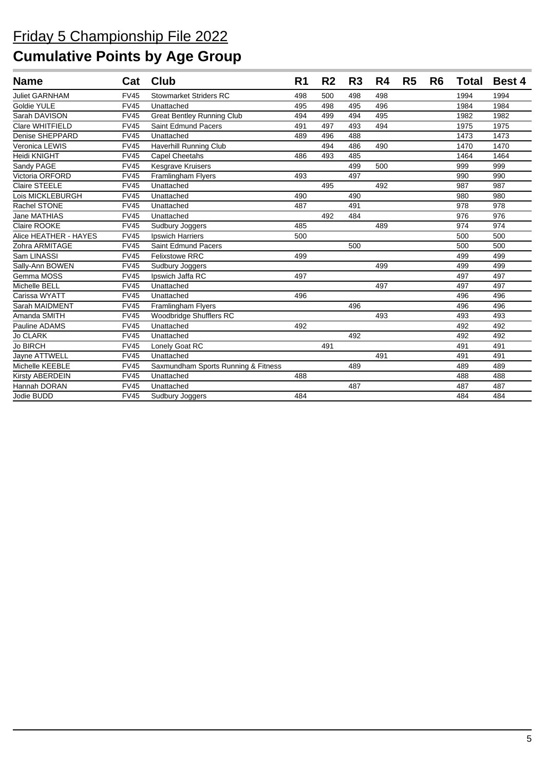# Friday 5 Championship File 2022

## Cumulative Points by Age Group

| Name | Cat | Club | R1 | R2 | R3 | R4 | R5 | R6 | Total | Best 4 |
|---|---|---|---|---|---|---|---|---|---|---|
| Juliet GARNHAM | FV45 | Stowmarket Striders RC | 498 | 500 | 498 | 498 | | | 1994 | 1994 |
| Goldie YULE | FV45 | Unattached | 495 | 498 | 495 | 496 | | | 1984 | 1984 |
| Sarah DAVISON | FV45 | Great Bentley Running Club | 494 | 499 | 494 | 495 | | | 1982 | 1982 |
| Clare WHITFIELD | FV45 | Saint Edmund Pacers | 491 | 497 | 493 | 494 | | | 1975 | 1975 |
| Denise SHEPPARD | FV45 | Unattached | 489 | 496 | 488 | | | | 1473 | 1473 |
| Veronica LEWIS | FV45 | Haverhill Running Club | | 494 | 486 | 490 | | | 1470 | 1470 |
| Heidi KNIGHT | FV45 | Capel Cheetahs | 486 | 493 | 485 | | | | 1464 | 1464 |
| Sandy PAGE | FV45 | Kesgrave Kruisers | | | 499 | 500 | | | 999 | 999 |
| Victoria ORFORD | FV45 | Framlingham Flyers | 493 | | 497 | | | | 990 | 990 |
| Claire STEELE | FV45 | Unattached | | 495 | | 492 | | | 987 | 987 |
| Lois MICKLEBURGH | FV45 | Unattached | 490 | | 490 | | | | 980 | 980 |
| Rachel STONE | FV45 | Unattached | 487 | | 491 | | | | 978 | 978 |
| Jane MATHIAS | FV45 | Unattached | | 492 | 484 | | | | 976 | 976 |
| Claire ROOKE | FV45 | Sudbury Joggers | 485 | | | 489 | | | 974 | 974 |
| Alice HEATHER - HAYES | FV45 | Ipswich Harriers | 500 | | | | | | 500 | 500 |
| Zohra ARMITAGE | FV45 | Saint Edmund Pacers | | | 500 | | | | 500 | 500 |
| Sam LINASSI | FV45 | Felixstowe RRC | 499 | | | | | | 499 | 499 |
| Sally-Ann BOWEN | FV45 | Sudbury Joggers | | | | 499 | | | 499 | 499 |
| Gemma MOSS | FV45 | Ipswich Jaffa RC | 497 | | | | | | 497 | 497 |
| Michelle BELL | FV45 | Unattached | | | | 497 | | | 497 | 497 |
| Carissa WYATT | FV45 | Unattached | 496 | | | | | | 496 | 496 |
| Sarah MAIDMENT | FV45 | Framlingham Flyers | | | 496 | | | | 496 | 496 |
| Amanda SMITH | FV45 | Woodbridge Shufflers RC | | | | 493 | | | 493 | 493 |
| Pauline ADAMS | FV45 | Unattached | 492 | | | | | | 492 | 492 |
| Jo CLARK | FV45 | Unattached | | | 492 | | | | 492 | 492 |
| Jo BIRCH | FV45 | Lonely Goat RC | | 491 | | | | | 491 | 491 |
| Jayne ATTWELL | FV45 | Unattached | | | | 491 | | | 491 | 491 |
| Michelle KEEBLE | FV45 | Saxmundham Sports Running & Fitness | | | 489 | | | | 489 | 489 |
| Kirsty ABERDEIN | FV45 | Unattached | 488 | | | | | | 488 | 488 |
| Hannah DORAN | FV45 | Unattached | | | 487 | | | | 487 | 487 |
| Jodie BUDD | FV45 | Sudbury Joggers | 484 | | | | | | 484 | 484 |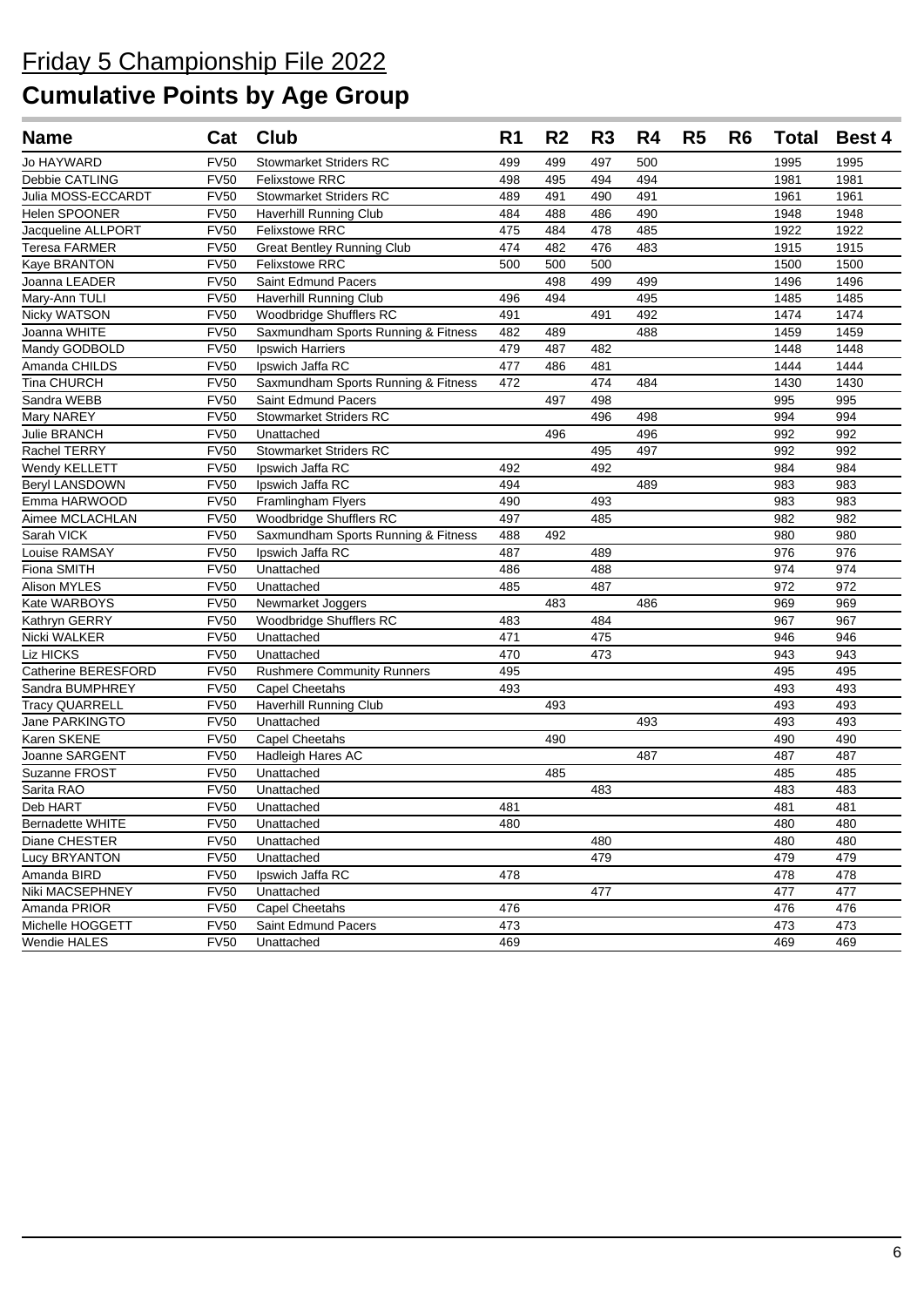# Friday 5 Championship File 2022

## Cumulative Points by Age Group

| Name | Cat | Club | R1 | R2 | R3 | R4 | R5 | R6 | Total | Best 4 |
|---|---|---|---|---|---|---|---|---|---|---|
| Jo HAYWARD | FV50 | Stowmarket Striders RC | 499 | 499 | 497 | 500 | | | 1995 | 1995 |
| Debbie CATLING | FV50 | Felixstowe RRC | 498 | 495 | 494 | 494 | | | 1981 | 1981 |
| Julia MOSS-ECCARDT | FV50 | Stowmarket Striders RC | 489 | 491 | 490 | 491 | | | 1961 | 1961 |
| Helen SPOONER | FV50 | Haverhill Running Club | 484 | 488 | 486 | 490 | | | 1948 | 1948 |
| Jacqueline ALLPORT | FV50 | Felixstowe RRC | 475 | 484 | 478 | 485 | | | 1922 | 1922 |
| Teresa FARMER | FV50 | Great Bentley Running Club | 474 | 482 | 476 | 483 | | | 1915 | 1915 |
| Kaye BRANTON | FV50 | Felixstowe RRC | 500 | 500 | 500 | | | | 1500 | 1500 |
| Joanna LEADER | FV50 | Saint Edmund Pacers | | 498 | 499 | 499 | | | 1496 | 1496 |
| Mary-Ann TULI | FV50 | Haverhill Running Club | 496 | 494 | | 495 | | | 1485 | 1485 |
| Nicky WATSON | FV50 | Woodbridge Shufflers RC | 491 | | 491 | 492 | | | 1474 | 1474 |
| Joanna WHITE | FV50 | Saxmundham Sports Running & Fitness | 482 | 489 | | 488 | | | 1459 | 1459 |
| Mandy GODBOLD | FV50 | Ipswich Harriers | 479 | 487 | 482 | | | | 1448 | 1448 |
| Amanda CHILDS | FV50 | Ipswich Jaffa RC | 477 | 486 | 481 | | | | 1444 | 1444 |
| Tina CHURCH | FV50 | Saxmundham Sports Running & Fitness | 472 | | 474 | 484 | | | 1430 | 1430 |
| Sandra WEBB | FV50 | Saint Edmund Pacers | | 497 | 498 | | | | 995 | 995 |
| Mary NAREY | FV50 | Stowmarket Striders RC | | | 496 | 498 | | | 994 | 994 |
| Julie BRANCH | FV50 | Unattached | | 496 | | 496 | | | 992 | 992 |
| Rachel TERRY | FV50 | Stowmarket Striders RC | | | 495 | 497 | | | 992 | 992 |
| Wendy KELLETT | FV50 | Ipswich Jaffa RC | 492 | | 492 | | | | 984 | 984 |
| Beryl LANSDOWN | FV50 | Ipswich Jaffa RC | 494 | | | 489 | | | 983 | 983 |
| Emma HARWOOD | FV50 | Framlingham Flyers | 490 | | 493 | | | | 983 | 983 |
| Aimee MCLACHLAN | FV50 | Woodbridge Shufflers RC | 497 | | 485 | | | | 982 | 982 |
| Sarah VICK | FV50 | Saxmundham Sports Running & Fitness | 488 | 492 | | | | | 980 | 980 |
| Louise RAMSAY | FV50 | Ipswich Jaffa RC | 487 | | 489 | | | | 976 | 976 |
| Fiona SMITH | FV50 | Unattached | 486 | | 488 | | | | 974 | 974 |
| Alison MYLES | FV50 | Unattached | 485 | | 487 | | | | 972 | 972 |
| Kate WARBOYS | FV50 | Newmarket Joggers | | 483 | | 486 | | | 969 | 969 |
| Kathryn GERRY | FV50 | Woodbridge Shufflers RC | 483 | | 484 | | | | 967 | 967 |
| Nicki WALKER | FV50 | Unattached | 471 | | 475 | | | | 946 | 946 |
| Liz HICKS | FV50 | Unattached | 470 | | 473 | | | | 943 | 943 |
| Catherine BERESFORD | FV50 | Rushmere Community Runners | 495 | | | | | | 495 | 495 |
| Sandra BUMPHREY | FV50 | Capel Cheetahs | 493 | | | | | | 493 | 493 |
| Tracy QUARRELL | FV50 | Haverhill Running Club | | 493 | | | | | 493 | 493 |
| Jane PARKINGTO | FV50 | Unattached | | | | 493 | | | 493 | 493 |
| Karen SKENE | FV50 | Capel Cheetahs | | 490 | | | | | 490 | 490 |
| Joanne SARGENT | FV50 | Hadleigh Hares AC | | | | 487 | | | 487 | 487 |
| Suzanne FROST | FV50 | Unattached | | 485 | | | | | 485 | 485 |
| Sarita RAO | FV50 | Unattached | | | 483 | | | | 483 | 483 |
| Deb HART | FV50 | Unattached | 481 | | | | | | 481 | 481 |
| Bernadette WHITE | FV50 | Unattached | 480 | | | | | | 480 | 480 |
| Diane CHESTER | FV50 | Unattached | | | 480 | | | | 480 | 480 |
| Lucy BRYANTON | FV50 | Unattached | | | 479 | | | | 479 | 479 |
| Amanda BIRD | FV50 | Ipswich Jaffa RC | 478 | | | | | | 478 | 478 |
| Niki MACSEPHNEY | FV50 | Unattached | | | 477 | | | | 477 | 477 |
| Amanda PRIOR | FV50 | Capel Cheetahs | 476 | | | | | | 476 | 476 |
| Michelle HOGGETT | FV50 | Saint Edmund Pacers | 473 | | | | | | 473 | 473 |
| Wendie HALES | FV50 | Unattached | 469 | | | | | | 469 | 469 |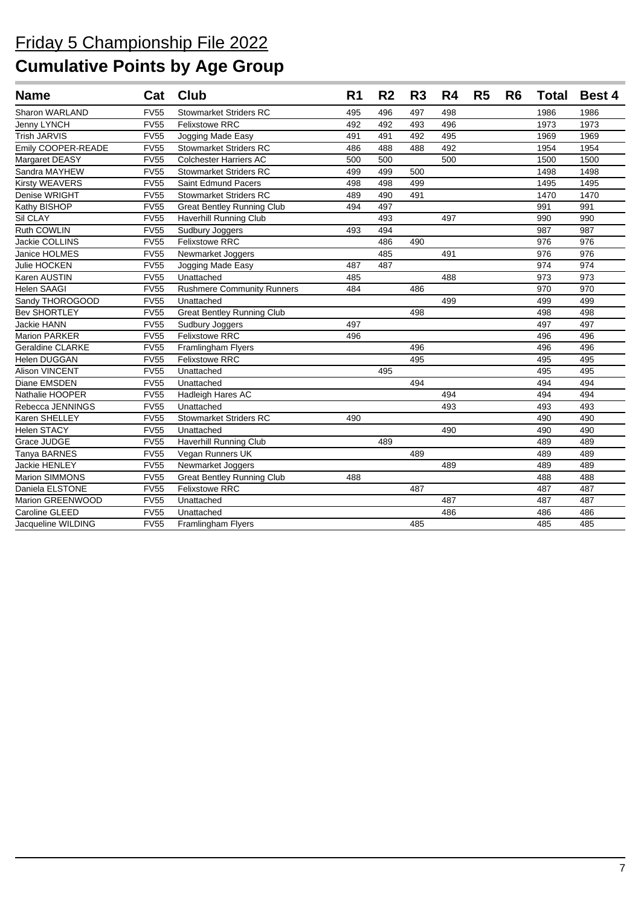# Friday 5 Championship File 2022

## Cumulative Points by Age Group

| Name | Cat | Club | R1 | R2 | R3 | R4 | R5 | R6 | Total | Best 4 |
|---|---|---|---|---|---|---|---|---|---|---|
| Sharon WARLAND | FV55 | Stowmarket Striders RC | 495 | 496 | 497 | 498 | | | 1986 | 1986 |
| Jenny LYNCH | FV55 | Felixstowe RRC | 492 | 492 | 493 | 496 | | | 1973 | 1973 |
| Trish JARVIS | FV55 | Jogging Made Easy | 491 | 491 | 492 | 495 | | | 1969 | 1969 |
| Emily COOPER-READE | FV55 | Stowmarket Striders RC | 486 | 488 | 488 | 492 | | | 1954 | 1954 |
| Margaret DEASY | FV55 | Colchester Harriers AC | 500 | 500 | | 500 | | | 1500 | 1500 |
| Sandra MAYHEW | FV55 | Stowmarket Striders RC | 499 | 499 | 500 | | | | 1498 | 1498 |
| Kirsty WEAVERS | FV55 | Saint Edmund Pacers | 498 | 498 | 499 | | | | 1495 | 1495 |
| Denise WRIGHT | FV55 | Stowmarket Striders RC | 489 | 490 | 491 | | | | 1470 | 1470 |
| Kathy BISHOP | FV55 | Great Bentley Running Club | 494 | 497 | | | | | 991 | 991 |
| Sil CLAY | FV55 | Haverhill Running Club | | 493 | | 497 | | | 990 | 990 |
| Ruth COWLIN | FV55 | Sudbury Joggers | 493 | 494 | | | | | 987 | 987 |
| Jackie COLLINS | FV55 | Felixstowe RRC | | 486 | 490 | | | | 976 | 976 |
| Janice HOLMES | FV55 | Newmarket Joggers | | 485 | | 491 | | | 976 | 976 |
| Julie HOCKEN | FV55 | Jogging Made Easy | 487 | 487 | | | | | 974 | 974 |
| Karen AUSTIN | FV55 | Unattached | 485 | | | 488 | | | 973 | 973 |
| Helen SAAGI | FV55 | Rushmere Community Runners | 484 | | 486 | | | | 970 | 970 |
| Sandy THOROGOOD | FV55 | Unattached | | | | 499 | | | 499 | 499 |
| Bev SHORTLEY | FV55 | Great Bentley Running Club | | | 498 | | | | 498 | 498 |
| Jackie HANN | FV55 | Sudbury Joggers | 497 | | | | | | 497 | 497 |
| Marion PARKER | FV55 | Felixstowe RRC | 496 | | | | | | 496 | 496 |
| Geraldine CLARKE | FV55 | Framlingham Flyers | | | 496 | | | | 496 | 496 |
| Helen DUGGAN | FV55 | Felixstowe RRC | | | 495 | | | | 495 | 495 |
| Alison VINCENT | FV55 | Unattached | | 495 | | | | | 495 | 495 |
| Diane EMSDEN | FV55 | Unattached | | | 494 | | | | 494 | 494 |
| Nathalie HOOPER | FV55 | Hadleigh Hares AC | | | | 494 | | | 494 | 494 |
| Rebecca JENNINGS | FV55 | Unattached | | | | 493 | | | 493 | 493 |
| Karen SHELLEY | FV55 | Stowmarket Striders RC | 490 | | | | | | 490 | 490 |
| Helen STACY | FV55 | Unattached | | | | 490 | | | 490 | 490 |
| Grace JUDGE | FV55 | Haverhill Running Club | | 489 | | | | | 489 | 489 |
| Tanya BARNES | FV55 | Vegan Runners UK | | | 489 | | | | 489 | 489 |
| Jackie HENLEY | FV55 | Newmarket Joggers | | | | 489 | | | 489 | 489 |
| Marion SIMMONS | FV55 | Great Bentley Running Club | 488 | | | | | | 488 | 488 |
| Daniela ELSTONE | FV55 | Felixstowe RRC | | | 487 | | | | 487 | 487 |
| Marion GREENWOOD | FV55 | Unattached | | | | 487 | | | 487 | 487 |
| Caroline GLEED | FV55 | Unattached | | | | 486 | | | 486 | 486 |
| Jacqueline WILDING | FV55 | Framlingham Flyers | | | 485 | | | | 485 | 485 |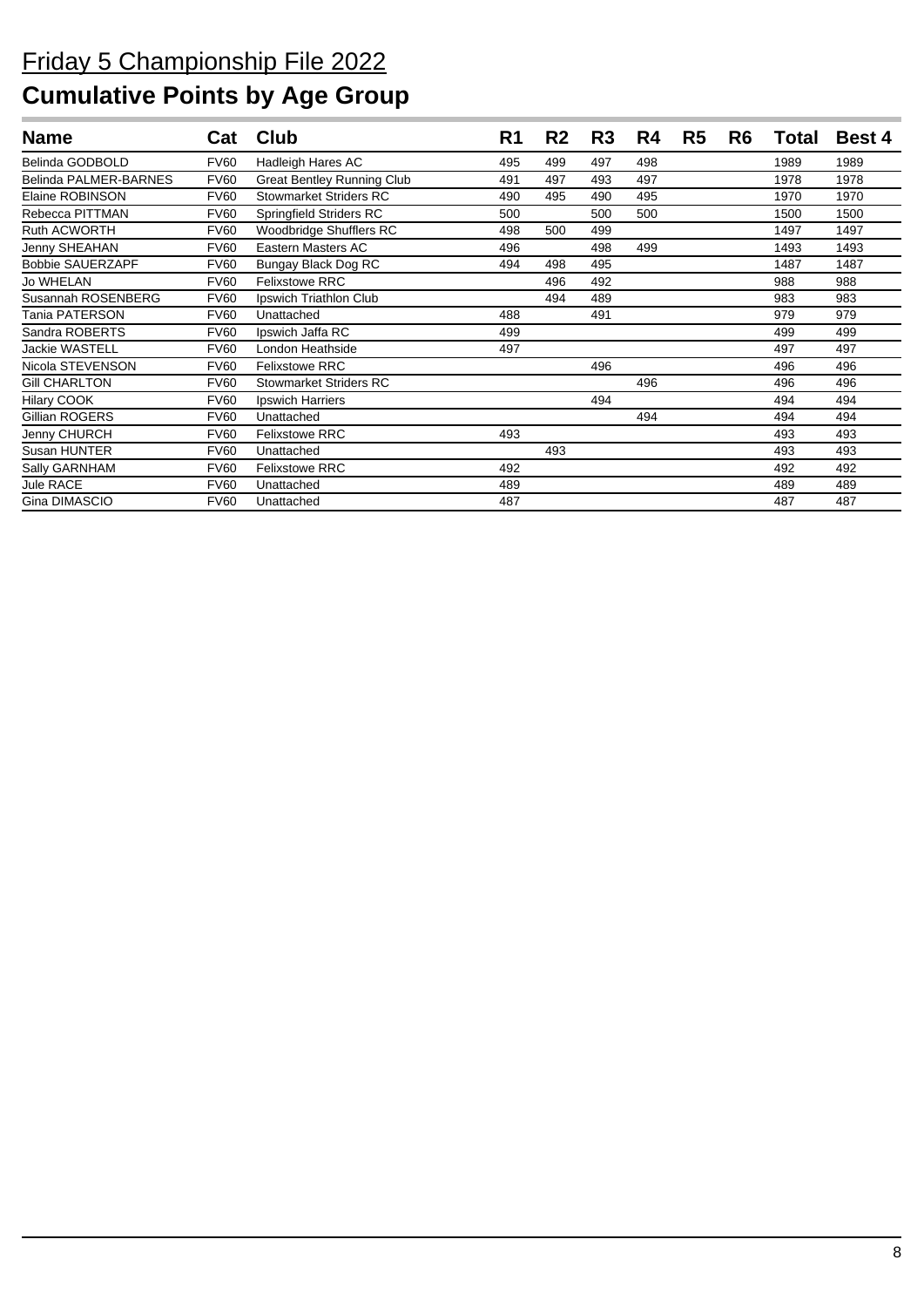# Friday 5 Championship File 2022

## Cumulative Points by Age Group

| Name | Cat | Club | R1 | R2 | R3 | R4 | R5 | R6 | Total | Best 4 |
|---|---|---|---|---|---|---|---|---|---|---|
| Belinda GODBOLD | FV60 | Hadleigh Hares AC | 495 | 499 | 497 | 498 | | | 1989 | 1989 |
| Belinda PALMER-BARNES | FV60 | Great Bentley Running Club | 491 | 497 | 493 | 497 | | | 1978 | 1978 |
| Elaine ROBINSON | FV60 | Stowmarket Striders RC | 490 | 495 | 490 | 495 | | | 1970 | 1970 |
| Rebecca PITTMAN | FV60 | Springfield Striders RC | 500 | | 500 | 500 | | | 1500 | 1500 |
| Ruth ACWORTH | FV60 | Woodbridge Shufflers RC | 498 | 500 | 499 | | | | 1497 | 1497 |
| Jenny SHEAHAN | FV60 | Eastern Masters AC | 496 | | 498 | 499 | | | 1493 | 1493 |
| Bobbie SAUERZAPF | FV60 | Bungay Black Dog RC | 494 | 498 | 495 | | | | 1487 | 1487 |
| Jo WHELAN | FV60 | Felixstowe RRC | | 496 | 492 | | | | 988 | 988 |
| Susannah ROSENBERG | FV60 | Ipswich Triathlon Club | | 494 | 489 | | | | 983 | 983 |
| Tania PATERSON | FV60 | Unattached | 488 | | 491 | | | | 979 | 979 |
| Sandra ROBERTS | FV60 | Ipswich Jaffa RC | 499 | | | | | | 499 | 499 |
| Jackie WASTELL | FV60 | London Heathside | 497 | | | | | | 497 | 497 |
| Nicola STEVENSON | FV60 | Felixstowe RRC | | | 496 | | | | 496 | 496 |
| Gill CHARLTON | FV60 | Stowmarket Striders RC | | | | 496 | | | 496 | 496 |
| Hilary COOK | FV60 | Ipswich Harriers | | | 494 | | | | 494 | 494 |
| Gillian ROGERS | FV60 | Unattached | | | | 494 | | | 494 | 494 |
| Jenny CHURCH | FV60 | Felixstowe RRC | 493 | | | | | | 493 | 493 |
| Susan HUNTER | FV60 | Unattached | | 493 | | | | | 493 | 493 |
| Sally GARNHAM | FV60 | Felixstowe RRC | 492 | | | | | | 492 | 492 |
| Jule RACE | FV60 | Unattached | 489 | | | | | | 489 | 489 |
| Gina DIMASCIO | FV60 | Unattached | 487 | | | | | | 487 | 487 |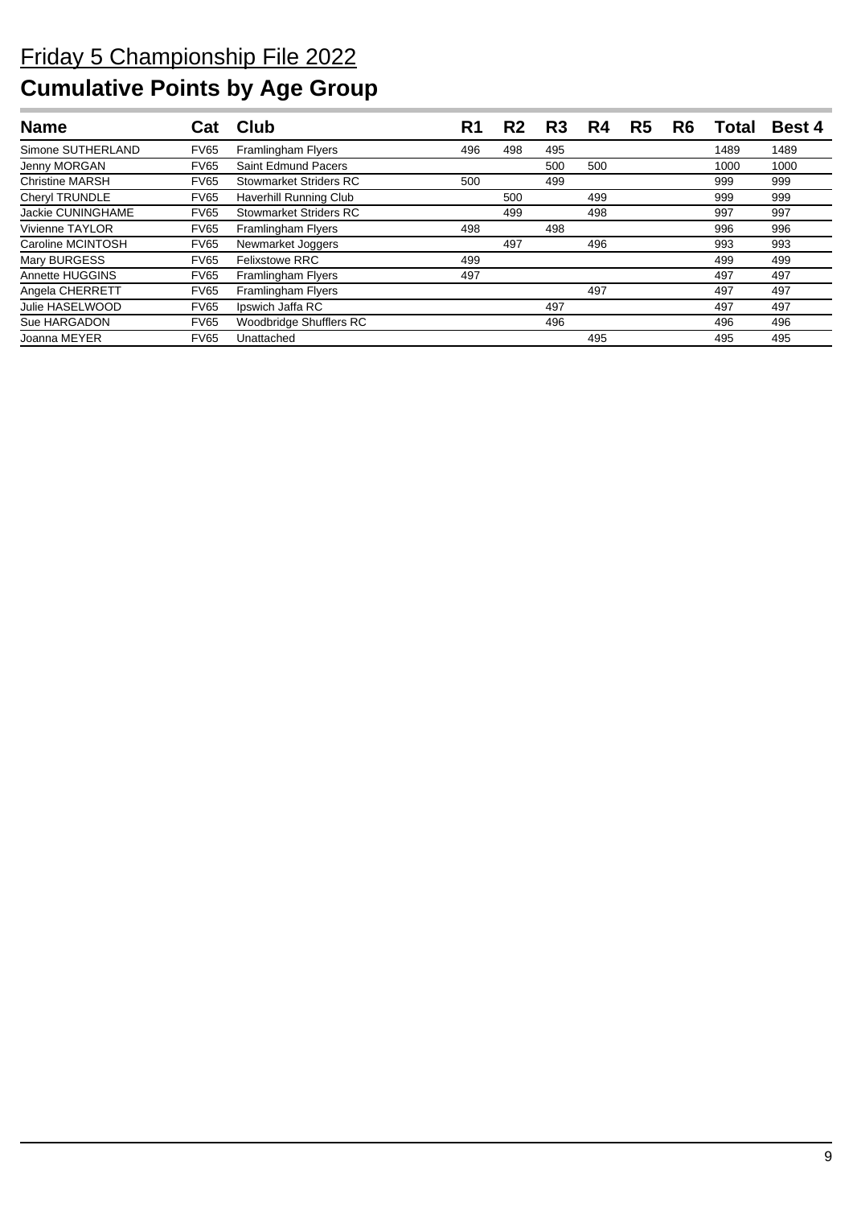# Friday 5 Championship File 2022

## Cumulative Points by Age Group

| Name | Cat | Club | R1 | R2 | R3 | R4 | R5 | R6 | Total | Best 4 |
|---|---|---|---|---|---|---|---|---|---|---|
| Simone SUTHERLAND | FV65 | Framlingham Flyers | 496 | 498 | 495 | | | | 1489 | 1489 |
| Jenny MORGAN | FV65 | Saint Edmund Pacers | | | 500 | 500 | | | 1000 | 1000 |
| Christine MARSH | FV65 | Stowmarket Striders RC | 500 | | 499 | | | | 999 | 999 |
| Cheryl TRUNDLE | FV65 | Haverhill Running Club | | 500 | | 499 | | | 999 | 999 |
| Jackie CUNINGHAME | FV65 | Stowmarket Striders RC | | 499 | | 498 | | | 997 | 997 |
| Vivienne TAYLOR | FV65 | Framlingham Flyers | 498 | | 498 | | | | 996 | 996 |
| Caroline MCINTOSH | FV65 | Newmarket Joggers | | 497 | | 496 | | | 993 | 993 |
| Mary BURGESS | FV65 | Felixstowe RRC | 499 | | | | | | 499 | 499 |
| Annette HUGGINS | FV65 | Framlingham Flyers | 497 | | | | | | 497 | 497 |
| Angela CHERRETT | FV65 | Framlingham Flyers | | | | 497 | | | 497 | 497 |
| Julie HASELWOOD | FV65 | Ipswich Jaffa RC | | | 497 | | | | 497 | 497 |
| Sue HARGADON | FV65 | Woodbridge Shufflers RC | | | 496 | | | | 496 | 496 |
| Joanna MEYER | FV65 | Unattached | | | | 495 | | | 495 | 495 |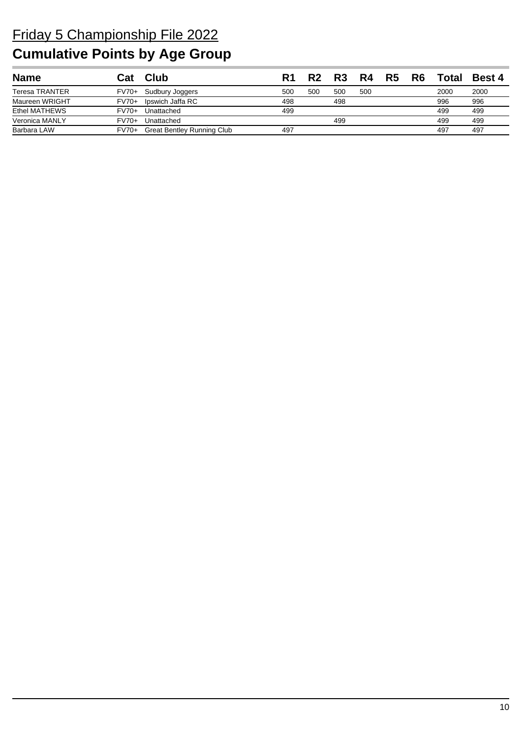# Friday 5 Championship File 2022

## Cumulative Points by Age Group

| Name | Cat | Club | R1 | R2 | R3 | R4 | R5 | R6 | Total | Best 4 |
|---|---|---|---|---|---|---|---|---|---|---|
| Teresa TRANTER | FV70+ | Sudbury Joggers | 500 | 500 | 500 | 500 | | | 2000 | 2000 |
| Maureen WRIGHT | FV70+ | Ipswich Jaffa RC | 498 | | 498 | | | | 996 | 996 |
| Ethel MATHEWS | FV70+ | Unattached | 499 | | | | | | 499 | 499 |
| Veronica MANLY | FV70+ | Unattached | | | 499 | | | | 499 | 499 |
| Barbara LAW | FV70+ | Great Bentley Running Club | 497 | | | | | | 497 | 497 |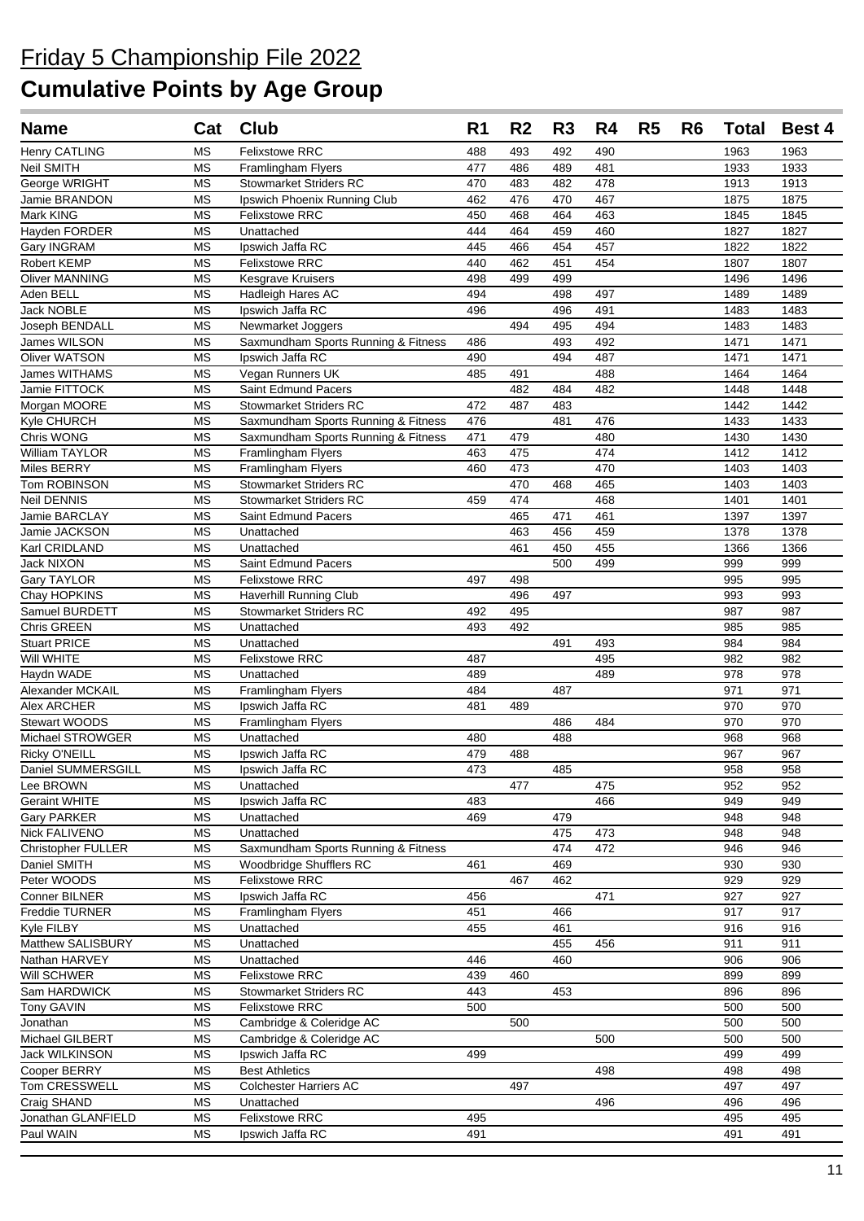# Friday 5 Championship File 2022

# Cumulative Points by Age Group

| Name | Cat | Club | R1 | R2 | R3 | R4 | R5 | R6 | Total | Best 4 |
|---|---|---|---|---|---|---|---|---|---|---|
| Henry CATLING | MS | Felixstowe RRC | 488 | 493 | 492 | 490 | | | 1963 | 1963 |
| Neil SMITH | MS | Framlingham Flyers | 477 | 486 | 489 | 481 | | | 1933 | 1933 |
| George WRIGHT | MS | Stowmarket Striders RC | 470 | 483 | 482 | 478 | | | 1913 | 1913 |
| Jamie BRANDON | MS | Ipswich Phoenix Running Club | 462 | 476 | 470 | 467 | | | 1875 | 1875 |
| Mark KING | MS | Felixstowe RRC | 450 | 468 | 464 | 463 | | | 1845 | 1845 |
| Hayden FORDER | MS | Unattached | 444 | 464 | 459 | 460 | | | 1827 | 1827 |
| Gary INGRAM | MS | Ipswich Jaffa RC | 445 | 466 | 454 | 457 | | | 1822 | 1822 |
| Robert KEMP | MS | Felixstowe RRC | 440 | 462 | 451 | 454 | | | 1807 | 1807 |
| Oliver MANNING | MS | Kesgrave Kruisers | 498 | 499 | 499 | | | | 1496 | 1496 |
| Aden BELL | MS | Hadleigh Hares AC | 494 | | 498 | 497 | | | 1489 | 1489 |
| Jack NOBLE | MS | Ipswich Jaffa RC | 496 | | 496 | 491 | | | 1483 | 1483 |
| Joseph BENDALL | MS | Newmarket Joggers | | 494 | 495 | 494 | | | 1483 | 1483 |
| James WILSON | MS | Saxmundham Sports Running & Fitness | 486 | | 493 | 492 | | | 1471 | 1471 |
| Oliver WATSON | MS | Ipswich Jaffa RC | 490 | | 494 | 487 | | | 1471 | 1471 |
| James WITHAMS | MS | Vegan Runners UK | 485 | 491 | | 488 | | | 1464 | 1464 |
| Jamie FITTOCK | MS | Saint Edmund Pacers | | 482 | 484 | 482 | | | 1448 | 1448 |
| Morgan MOORE | MS | Stowmarket Striders RC | 472 | 487 | 483 | | | | 1442 | 1442 |
| Kyle CHURCH | MS | Saxmundham Sports Running & Fitness | 476 | | 481 | 476 | | | 1433 | 1433 |
| Chris WONG | MS | Saxmundham Sports Running & Fitness | 471 | 479 | | 480 | | | 1430 | 1430 |
| William TAYLOR | MS | Framlingham Flyers | 463 | 475 | | 474 | | | 1412 | 1412 |
| Miles BERRY | MS | Framlingham Flyers | 460 | 473 | | 470 | | | 1403 | 1403 |
| Tom ROBINSON | MS | Stowmarket Striders RC | | 470 | 468 | 465 | | | 1403 | 1403 |
| Neil DENNIS | MS | Stowmarket Striders RC | 459 | 474 | | 468 | | | 1401 | 1401 |
| Jamie BARCLAY | MS | Saint Edmund Pacers | | 465 | 471 | 461 | | | 1397 | 1397 |
| Jamie JACKSON | MS | Unattached | | 463 | 456 | 459 | | | 1378 | 1378 |
| Karl CRIDLAND | MS | Unattached | | 461 | 450 | 455 | | | 1366 | 1366 |
| Jack NIXON | MS | Saint Edmund Pacers | | | 500 | 499 | | | 999 | 999 |
| Gary TAYLOR | MS | Felixstowe RRC | 497 | 498 | | | | | 995 | 995 |
| Chay HOPKINS | MS | Haverhill Running Club | | 496 | 497 | | | | 993 | 993 |
| Samuel BURDETT | MS | Stowmarket Striders RC | 492 | 495 | | | | | 987 | 987 |
| Chris GREEN | MS | Unattached | 493 | 492 | | | | | 985 | 985 |
| Stuart PRICE | MS | Unattached | | | 491 | 493 | | | 984 | 984 |
| Will WHITE | MS | Felixstowe RRC | 487 | | | 495 | | | 982 | 982 |
| Haydn WADE | MS | Unattached | 489 | | | 489 | | | 978 | 978 |
| Alexander MCKAIL | MS | Framlingham Flyers | 484 | | 487 | | | | 971 | 971 |
| Alex ARCHER | MS | Ipswich Jaffa RC | 481 | 489 | | | | | 970 | 970 |
| Stewart WOODS | MS | Framlingham Flyers | | | 486 | 484 | | | 970 | 970 |
| Michael STROWGER | MS | Unattached | 480 | | 488 | | | | 968 | 968 |
| Ricky O'NEILL | MS | Ipswich Jaffa RC | 479 | 488 | | | | | 967 | 967 |
| Daniel SUMMERSGILL | MS | Ipswich Jaffa RC | 473 | | 485 | | | | 958 | 958 |
| Lee BROWN | MS | Unattached | | 477 | | 475 | | | 952 | 952 |
| Geraint WHITE | MS | Ipswich Jaffa RC | 483 | | | 466 | | | 949 | 949 |
| Gary PARKER | MS | Unattached | 469 | | 479 | | | | 948 | 948 |
| Nick FALIVENO | MS | Unattached | | | 475 | 473 | | | 948 | 948 |
| Christopher FULLER | MS | Saxmundham Sports Running & Fitness | | | 474 | 472 | | | 946 | 946 |
| Daniel SMITH | MS | Woodbridge Shufflers RC | 461 | | 469 | | | | 930 | 930 |
| Peter WOODS | MS | Felixstowe RRC | | 467 | 462 | | | | 929 | 929 |
| Conner BILNER | MS | Ipswich Jaffa RC | 456 | | | 471 | | | 927 | 927 |
| Freddie TURNER | MS | Framlingham Flyers | 451 | | 466 | | | | 917 | 917 |
| Kyle FILBY | MS | Unattached | 455 | | 461 | | | | 916 | 916 |
| Matthew SALISBURY | MS | Unattached | | | 455 | 456 | | | 911 | 911 |
| Nathan HARVEY | MS | Unattached | 446 | | 460 | | | | 906 | 906 |
| Will SCHWER | MS | Felixstowe RRC | 439 | 460 | | | | | 899 | 899 |
| Sam HARDWICK | MS | Stowmarket Striders RC | 443 | | 453 | | | | 896 | 896 |
| Tony GAVIN | MS | Felixstowe RRC | 500 | | | | | | 500 | 500 |
| Jonathan | MS | Cambridge & Coleridge AC | | 500 | | | | | 500 | 500 |
| Michael GILBERT | MS | Cambridge & Coleridge AC | | | | 500 | | | 500 | 500 |
| Jack WILKINSON | MS | Ipswich Jaffa RC | 499 | | | | | | 499 | 499 |
| Cooper BERRY | MS | Best Athletics | | | | 498 | | | 498 | 498 |
| Tom CRESSWELL | MS | Colchester Harriers AC | | 497 | | | | | 497 | 497 |
| Craig SHAND | MS | Unattached | | | | 496 | | | 496 | 496 |
| Jonathan GLANFIELD | MS | Felixstowe RRC | 495 | | | | | | 495 | 495 |
| Paul WAIN | MS | Ipswich Jaffa RC | 491 | | | | | | 491 | 491 |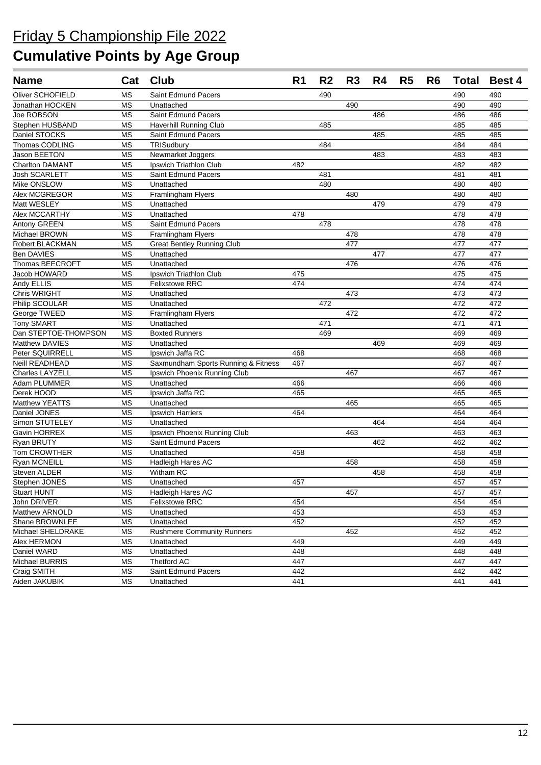# Friday 5 Championship File 2022

## Cumulative Points by Age Group

| Name | Cat | Club | R1 | R2 | R3 | R4 | R5 | R6 | Total | Best 4 |
|---|---|---|---|---|---|---|---|---|---|---|
| Oliver SCHOFIELD | MS | Saint Edmund Pacers | | 490 | | | | | 490 | 490 |
| Jonathan HOCKEN | MS | Unattached | | | 490 | | | | 490 | 490 |
| Joe ROBSON | MS | Saint Edmund Pacers | | | | 486 | | | 486 | 486 |
| Stephen HUSBAND | MS | Haverhill Running Club | | 485 | | | | | 485 | 485 |
| Daniel STOCKS | MS | Saint Edmund Pacers | | | | 485 | | | 485 | 485 |
| Thomas CODLING | MS | TRISudbury | | 484 | | | | | 484 | 484 |
| Jason BEETON | MS | Newmarket Joggers | | | | 483 | | | 483 | 483 |
| Charlton DAMANT | MS | Ipswich Triathlon Club | 482 | | | | | | 482 | 482 |
| Josh SCARLETT | MS | Saint Edmund Pacers | | 481 | | | | | 481 | 481 |
| Mike ONSLOW | MS | Unattached | | 480 | | | | | 480 | 480 |
| Alex MCGREGOR | MS | Framlingham Flyers | | | 480 | | | | 480 | 480 |
| Matt WESLEY | MS | Unattached | | | | 479 | | | 479 | 479 |
| Alex MCCARTHY | MS | Unattached | 478 | | | | | | 478 | 478 |
| Antony GREEN | MS | Saint Edmund Pacers | | 478 | | | | | 478 | 478 |
| Michael BROWN | MS | Framlingham Flyers | | | 478 | | | | 478 | 478 |
| Robert BLACKMAN | MS | Great Bentley Running Club | | | 477 | | | | 477 | 477 |
| Ben DAVIES | MS | Unattached | | | | 477 | | | 477 | 477 |
| Thomas BEECROFT | MS | Unattached | | | 476 | | | | 476 | 476 |
| Jacob HOWARD | MS | Ipswich Triathlon Club | 475 | | | | | | 475 | 475 |
| Andy ELLIS | MS | Felixstowe RRC | 474 | | | | | | 474 | 474 |
| Chris WRIGHT | MS | Unattached | | | 473 | | | | 473 | 473 |
| Philip SCOULAR | MS | Unattached | | 472 | | | | | 472 | 472 |
| George TWEED | MS | Framlingham Flyers | | | 472 | | | | 472 | 472 |
| Tony SMART | MS | Unattached | | 471 | | | | | 471 | 471 |
| Dan STEPTOE-THOMPSON | MS | Boxted Runners | | 469 | | | | | 469 | 469 |
| Matthew DAVIES | MS | Unattached | | | | 469 | | | 469 | 469 |
| Peter SQUIRRELL | MS | Ipswich Jaffa RC | 468 | | | | | | 468 | 468 |
| Neill READHEAD | MS | Saxmundham Sports Running & Fitness | 467 | | | | | | 467 | 467 |
| Charles LAYZELL | MS | Ipswich Phoenix Running Club | | | 467 | | | | 467 | 467 |
| Adam PLUMMER | MS | Unattached | 466 | | | | | | 466 | 466 |
| Derek HOOD | MS | Ipswich Jaffa RC | 465 | | | | | | 465 | 465 |
| Matthew YEATTS | MS | Unattached | | | 465 | | | | 465 | 465 |
| Daniel JONES | MS | Ipswich Harriers | 464 | | | | | | 464 | 464 |
| Simon STUTELEY | MS | Unattached | | | | 464 | | | 464 | 464 |
| Gavin HORREX | MS | Ipswich Phoenix Running Club | | | 463 | | | | 463 | 463 |
| Ryan BRUTY | MS | Saint Edmund Pacers | | | | 462 | | | 462 | 462 |
| Tom CROWTHER | MS | Unattached | 458 | | | | | | 458 | 458 |
| Ryan MCNEILL | MS | Hadleigh Hares AC | | | 458 | | | | 458 | 458 |
| Steven ALDER | MS | Witham RC | | | | 458 | | | 458 | 458 |
| Stephen JONES | MS | Unattached | 457 | | | | | | 457 | 457 |
| Stuart HUNT | MS | Hadleigh Hares AC | | | 457 | | | | 457 | 457 |
| John DRIVER | MS | Felixstowe RRC | 454 | | | | | | 454 | 454 |
| Matthew ARNOLD | MS | Unattached | 453 | | | | | | 453 | 453 |
| Shane BROWNLEE | MS | Unattached | 452 | | | | | | 452 | 452 |
| Michael SHELDRAKE | MS | Rushmere Community Runners | | | 452 | | | | 452 | 452 |
| Alex HERMON | MS | Unattached | 449 | | | | | | 449 | 449 |
| Daniel WARD | MS | Unattached | 448 | | | | | | 448 | 448 |
| Michael BURRIS | MS | Thetford AC | 447 | | | | | | 447 | 447 |
| Craig SMITH | MS | Saint Edmund Pacers | 442 | | | | | | 442 | 442 |
| Aiden JAKUBIK | MS | Unattached | 441 | | | | | | 441 | 441 |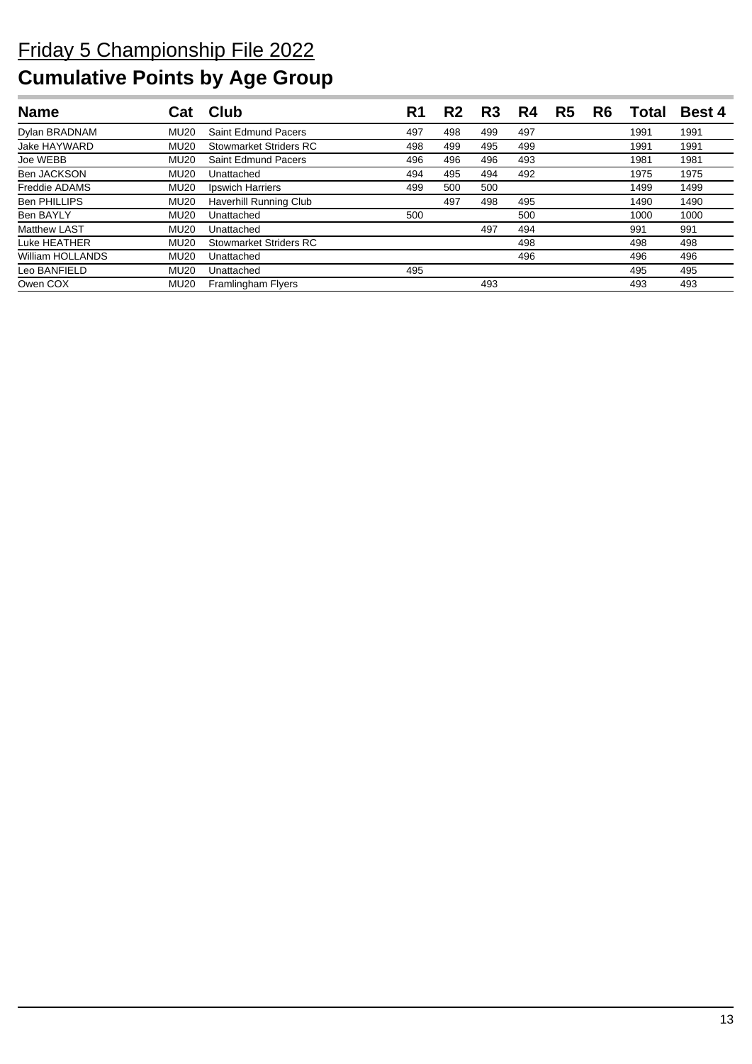# Friday 5 Championship File 2022

## Cumulative Points by Age Group

| Name | Cat | Club | R1 | R2 | R3 | R4 | R5 | R6 | Total | Best 4 |
|---|---|---|---|---|---|---|---|---|---|---|
| Dylan BRADNAM | MU20 | Saint Edmund Pacers | 497 | 498 | 499 | 497 | | | 1991 | 1991 |
| Jake HAYWARD | MU20 | Stowmarket Striders RC | 498 | 499 | 495 | 499 | | | 1991 | 1991 |
| Joe WEBB | MU20 | Saint Edmund Pacers | 496 | 496 | 496 | 493 | | | 1981 | 1981 |
| Ben JACKSON | MU20 | Unattached | 494 | 495 | 494 | 492 | | | 1975 | 1975 |
| Freddie ADAMS | MU20 | Ipswich Harriers | 499 | 500 | 500 | | | | 1499 | 1499 |
| Ben PHILLIPS | MU20 | Haverhill Running Club | | 497 | 498 | 495 | | | 1490 | 1490 |
| Ben BAYLY | MU20 | Unattached | 500 | | | 500 | | | 1000 | 1000 |
| Matthew LAST | MU20 | Unattached | | | 497 | 494 | | | 991 | 991 |
| Luke HEATHER | MU20 | Stowmarket Striders RC | | | | 498 | | | 498 | 498 |
| William HOLLANDS | MU20 | Unattached | | | | 496 | | | 496 | 496 |
| Leo BANFIELD | MU20 | Unattached | 495 | | | | | | 495 | 495 |
| Owen COX | MU20 | Framlingham Flyers | | | 493 | | | | 493 | 493 |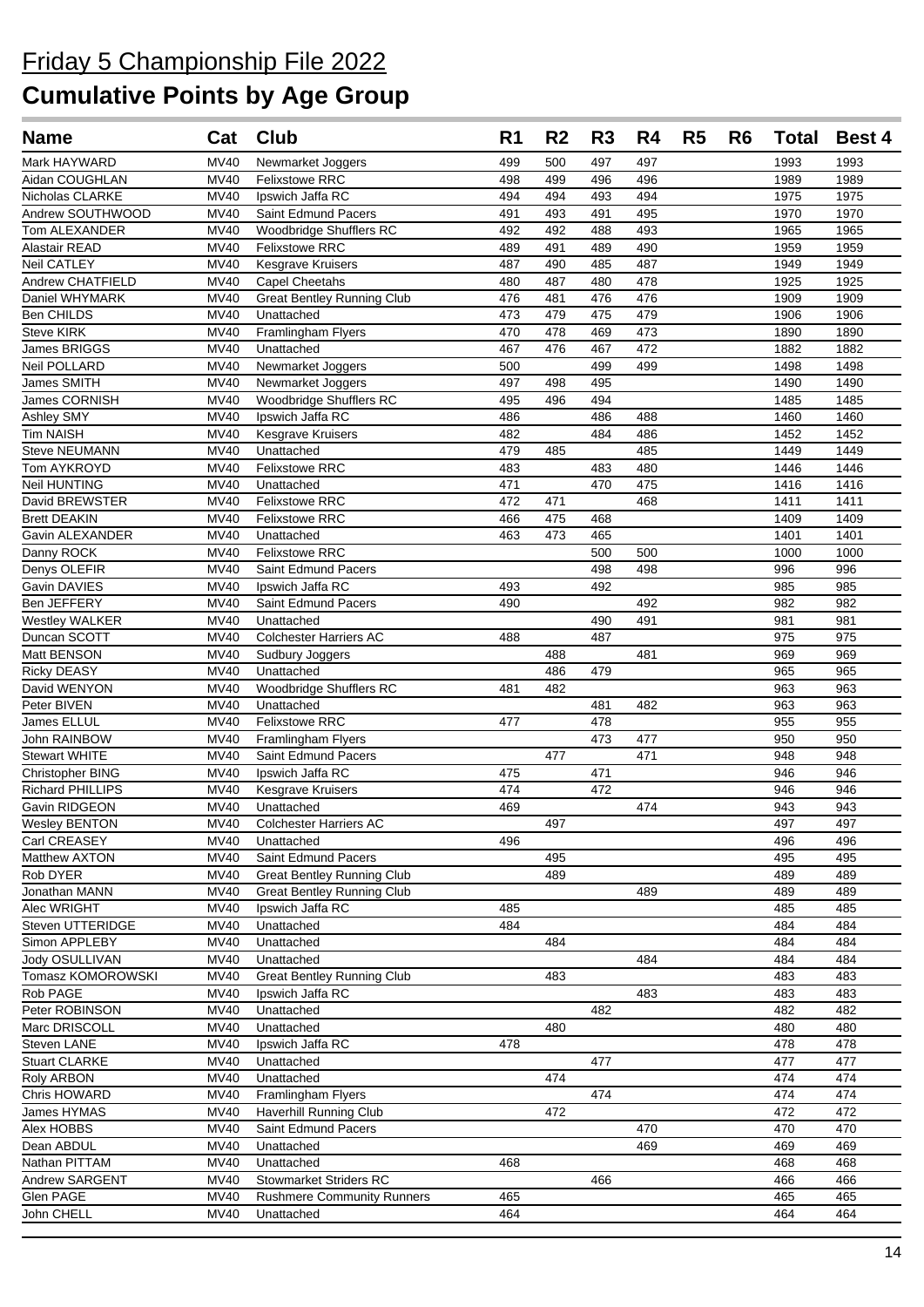# Friday 5 Championship File 2022

## Cumulative Points by Age Group

| Name | Cat | Club | R1 | R2 | R3 | R4 | R5 | R6 | Total | Best 4 |
|---|---|---|---|---|---|---|---|---|---|---|
| Mark HAYWARD | MV40 | Newmarket Joggers | 499 | 500 | 497 | 497 | | | 1993 | 1993 |
| Aidan COUGHLAN | MV40 | Felixstowe RRC | 498 | 499 | 496 | 496 | | | 1989 | 1989 |
| Nicholas CLARKE | MV40 | Ipswich Jaffa RC | 494 | 494 | 493 | 494 | | | 1975 | 1975 |
| Andrew SOUTHWOOD | MV40 | Saint Edmund Pacers | 491 | 493 | 491 | 495 | | | 1970 | 1970 |
| Tom ALEXANDER | MV40 | Woodbridge Shufflers RC | 492 | 492 | 488 | 493 | | | 1965 | 1965 |
| Alastair READ | MV40 | Felixstowe RRC | 489 | 491 | 489 | 490 | | | 1959 | 1959 |
| Neil CATLEY | MV40 | Kesgrave Kruisers | 487 | 490 | 485 | 487 | | | 1949 | 1949 |
| Andrew CHATFIELD | MV40 | Capel Cheetahs | 480 | 487 | 480 | 478 | | | 1925 | 1925 |
| Daniel WHYMARK | MV40 | Great Bentley Running Club | 476 | 481 | 476 | 476 | | | 1909 | 1909 |
| Ben CHILDS | MV40 | Unattached | 473 | 479 | 475 | 479 | | | 1906 | 1906 |
| Steve KIRK | MV40 | Framlingham Flyers | 470 | 478 | 469 | 473 | | | 1890 | 1890 |
| James BRIGGS | MV40 | Unattached | 467 | 476 | 467 | 472 | | | 1882 | 1882 |
| Neil POLLARD | MV40 | Newmarket Joggers | 500 | | 499 | 499 | | | 1498 | 1498 |
| James SMITH | MV40 | Newmarket Joggers | 497 | 498 | 495 | | | | 1490 | 1490 |
| James CORNISH | MV40 | Woodbridge Shufflers RC | 495 | 496 | 494 | | | | 1485 | 1485 |
| Ashley SMY | MV40 | Ipswich Jaffa RC | 486 | | 486 | 488 | | | 1460 | 1460 |
| Tim NAISH | MV40 | Kesgrave Kruisers | 482 | | 484 | 486 | | | 1452 | 1452 |
| Steve NEUMANN | MV40 | Unattached | 479 | 485 | | 485 | | | 1449 | 1449 |
| Tom AYKROYD | MV40 | Felixstowe RRC | 483 | | 483 | 480 | | | 1446 | 1446 |
| Neil HUNTING | MV40 | Unattached | 471 | | 470 | 475 | | | 1416 | 1416 |
| David BREWSTER | MV40 | Felixstowe RRC | 472 | 471 | | 468 | | | 1411 | 1411 |
| Brett DEAKIN | MV40 | Felixstowe RRC | 466 | 475 | 468 | | | | 1409 | 1409 |
| Gavin ALEXANDER | MV40 | Unattached | 463 | 473 | 465 | | | | 1401 | 1401 |
| Danny ROCK | MV40 | Felixstowe RRC | | | 500 | 500 | | | 1000 | 1000 |
| Denys OLEFIR | MV40 | Saint Edmund Pacers | | | 498 | 498 | | | 996 | 996 |
| Gavin DAVIES | MV40 | Ipswich Jaffa RC | 493 | | 492 | | | | 985 | 985 |
| Ben JEFFERY | MV40 | Saint Edmund Pacers | 490 | | | 492 | | | 982 | 982 |
| Westley WALKER | MV40 | Unattached | | | 490 | 491 | | | 981 | 981 |
| Duncan SCOTT | MV40 | Colchester Harriers AC | 488 | | 487 | | | | 975 | 975 |
| Matt BENSON | MV40 | Sudbury Joggers | | 488 | | 481 | | | 969 | 969 |
| Ricky DEASY | MV40 | Unattached | | 486 | 479 | | | | 965 | 965 |
| David WENYON | MV40 | Woodbridge Shufflers RC | 481 | 482 | | | | | 963 | 963 |
| Peter BIVEN | MV40 | Unattached | | | 481 | 482 | | | 963 | 963 |
| James ELLUL | MV40 | Felixstowe RRC | 477 | | 478 | | | | 955 | 955 |
| John RAINBOW | MV40 | Framlingham Flyers | | | 473 | 477 | | | 950 | 950 |
| Stewart WHITE | MV40 | Saint Edmund Pacers | | 477 | | 471 | | | 948 | 948 |
| Christopher BING | MV40 | Ipswich Jaffa RC | 475 | | 471 | | | | 946 | 946 |
| Richard PHILLIPS | MV40 | Kesgrave Kruisers | 474 | | 472 | | | | 946 | 946 |
| Gavin RIDGEON | MV40 | Unattached | 469 | | | 474 | | | 943 | 943 |
| Wesley BENTON | MV40 | Colchester Harriers AC | | 497 | | | | | 497 | 497 |
| Carl CREASEY | MV40 | Unattached | 496 | | | | | | 496 | 496 |
| Matthew AXTON | MV40 | Saint Edmund Pacers | | 495 | | | | | 495 | 495 |
| Rob DYER | MV40 | Great Bentley Running Club | | 489 | | | | | 489 | 489 |
| Jonathan MANN | MV40 | Great Bentley Running Club | | | | 489 | | | 489 | 489 |
| Alec WRIGHT | MV40 | Ipswich Jaffa RC | 485 | | | | | | 485 | 485 |
| Steven UTTERIDGE | MV40 | Unattached | 484 | | | | | | 484 | 484 |
| Simon APPLEBY | MV40 | Unattached | | 484 | | | | | 484 | 484 |
| Jody OSULLIVAN | MV40 | Unattached | | | | 484 | | | 484 | 484 |
| Tomasz KOMOROWSKI | MV40 | Great Bentley Running Club | | 483 | | | | | 483 | 483 |
| Rob PAGE | MV40 | Ipswich Jaffa RC | | | | 483 | | | 483 | 483 |
| Peter ROBINSON | MV40 | Unattached | | | 482 | | | | 482 | 482 |
| Marc DRISCOLL | MV40 | Unattached | | 480 | | | | | 480 | 480 |
| Steven LANE | MV40 | Ipswich Jaffa RC | 478 | | | | | | 478 | 478 |
| Stuart CLARKE | MV40 | Unattached | | | 477 | | | | 477 | 477 |
| Roly ARBON | MV40 | Unattached | | 474 | | | | | 474 | 474 |
| Chris HOWARD | MV40 | Framlingham Flyers | | | 474 | | | | 474 | 474 |
| James HYMAS | MV40 | Haverhill Running Club | | 472 | | | | | 472 | 472 |
| Alex HOBBS | MV40 | Saint Edmund Pacers | | | | 470 | | | 470 | 470 |
| Dean ABDUL | MV40 | Unattached | | | | 469 | | | 469 | 469 |
| Nathan PITTAM | MV40 | Unattached | 468 | | | | | | 468 | 468 |
| Andrew SARGENT | MV40 | Stowmarket Striders RC | | | 466 | | | | 466 | 466 |
| Glen PAGE | MV40 | Rushmere Community Runners | 465 | | | | | | 465 | 465 |
| John CHELL | MV40 | Unattached | 464 | | | | | | 464 | 464 |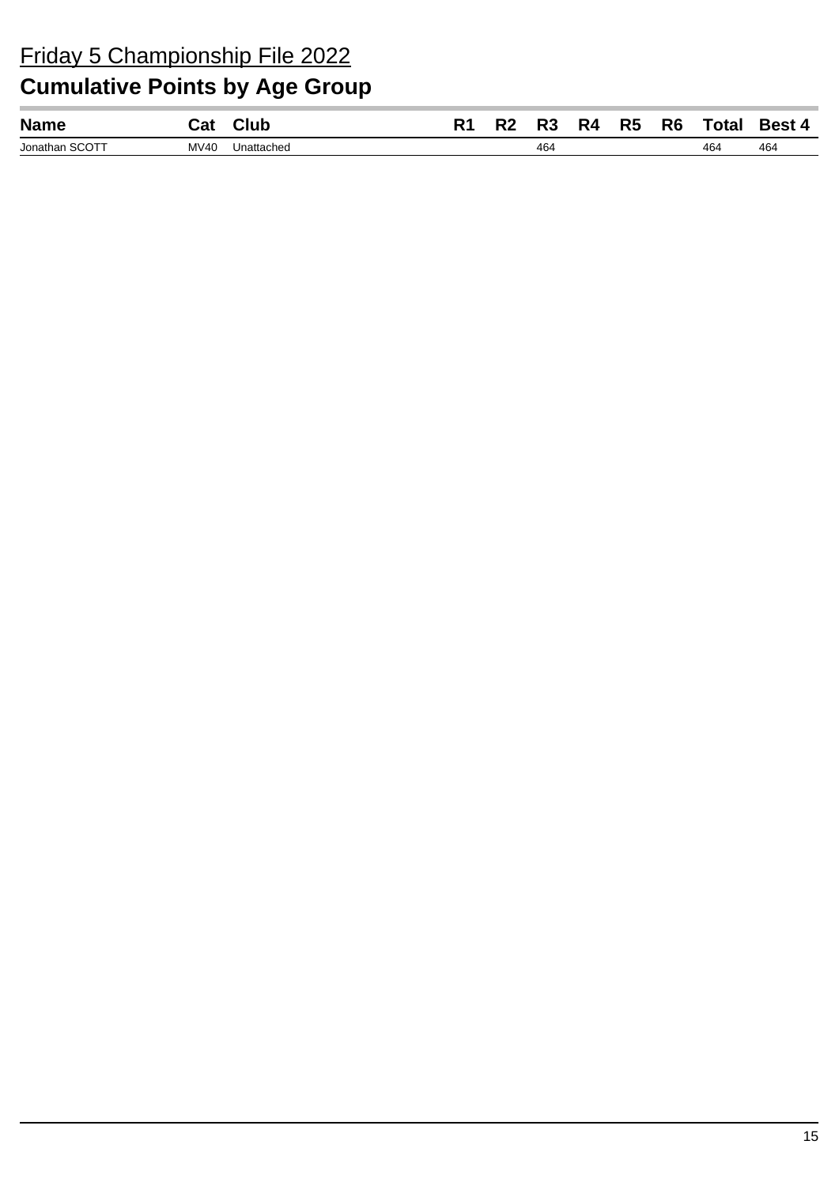Friday 5 Championship File 2022

## Cumulative Points by Age Group

| Name | Cat | Club | R1 | R2 | R3 | R4 | R5 | R6 | Total | Best 4 |
|---|---|---|---|---|---|---|---|---|---|---|
| Jonathan SCOTT | MV40 | Unattached | | | 464 | | | | 464 | 464 |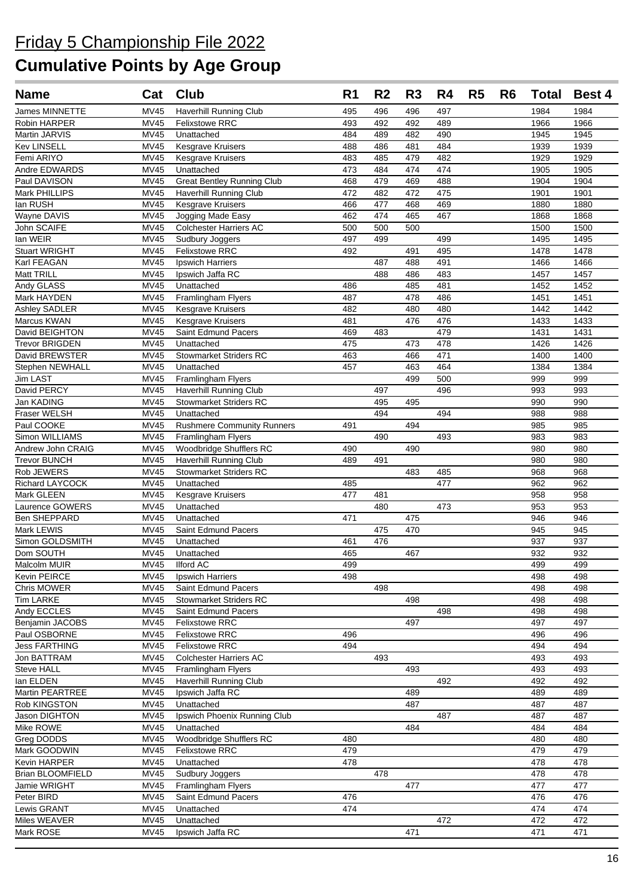# Friday 5 Championship File 2022

# Cumulative Points by Age Group

| Name | Cat | Club | R1 | R2 | R3 | R4 | R5 | R6 | Total | Best 4 |
|---|---|---|---|---|---|---|---|---|---|---|
| James MINNETTE | MV45 | Haverhill Running Club | 495 | 496 | 496 | 497 | | | 1984 | 1984 |
| Robin HARPER | MV45 | Felixstowe RRC | 493 | 492 | 492 | 489 | | | 1966 | 1966 |
| Martin JARVIS | MV45 | Unattached | 484 | 489 | 482 | 490 | | | 1945 | 1945 |
| Kev LINSELL | MV45 | Kesgrave Kruisers | 488 | 486 | 481 | 484 | | | 1939 | 1939 |
| Femi ARIYO | MV45 | Kesgrave Kruisers | 483 | 485 | 479 | 482 | | | 1929 | 1929 |
| Andre EDWARDS | MV45 | Unattached | 473 | 484 | 474 | 474 | | | 1905 | 1905 |
| Paul DAVISON | MV45 | Great Bentley Running Club | 468 | 479 | 469 | 488 | | | 1904 | 1904 |
| Mark PHILLIPS | MV45 | Haverhill Running Club | 472 | 482 | 472 | 475 | | | 1901 | 1901 |
| Ian RUSH | MV45 | Kesgrave Kruisers | 466 | 477 | 468 | 469 | | | 1880 | 1880 |
| Wayne DAVIS | MV45 | Jogging Made Easy | 462 | 474 | 465 | 467 | | | 1868 | 1868 |
| John SCAIFE | MV45 | Colchester Harriers AC | 500 | 500 | 500 | | | | 1500 | 1500 |
| Ian WEIR | MV45 | Sudbury Joggers | 497 | 499 | | 499 | | | 1495 | 1495 |
| Stuart WRIGHT | MV45 | Felixstowe RRC | 492 | | 491 | 495 | | | 1478 | 1478 |
| Karl FEAGAN | MV45 | Ipswich Harriers | | 487 | 488 | 491 | | | 1466 | 1466 |
| Matt TRILL | MV45 | Ipswich Jaffa RC | | 488 | 486 | 483 | | | 1457 | 1457 |
| Andy GLASS | MV45 | Unattached | 486 | | 485 | 481 | | | 1452 | 1452 |
| Mark HAYDEN | MV45 | Framlingham Flyers | 487 | | 478 | 486 | | | 1451 | 1451 |
| Ashley SADLER | MV45 | Kesgrave Kruisers | 482 | | 480 | 480 | | | 1442 | 1442 |
| Marcus KWAN | MV45 | Kesgrave Kruisers | 481 | | 476 | 476 | | | 1433 | 1433 |
| David BEIGHTON | MV45 | Saint Edmund Pacers | 469 | 483 | | 479 | | | 1431 | 1431 |
| Trevor BRIGDEN | MV45 | Unattached | 475 | | 473 | 478 | | | 1426 | 1426 |
| David BREWSTER | MV45 | Stowmarket Striders RC | 463 | | 466 | 471 | | | 1400 | 1400 |
| Stephen NEWHALL | MV45 | Unattached | 457 | | 463 | 464 | | | 1384 | 1384 |
| Jim LAST | MV45 | Framlingham Flyers | | | 499 | 500 | | | 999 | 999 |
| David PERCY | MV45 | Haverhill Running Club | | 497 | | 496 | | | 993 | 993 |
| Jan KADING | MV45 | Stowmarket Striders RC | | 495 | 495 | | | | 990 | 990 |
| Fraser WELSH | MV45 | Unattached | | 494 | | 494 | | | 988 | 988 |
| Paul COOKE | MV45 | Rushmere Community Runners | 491 | | 494 | | | | 985 | 985 |
| Simon WILLIAMS | MV45 | Framlingham Flyers | | 490 | | 493 | | | 983 | 983 |
| Andrew John CRAIG | MV45 | Woodbridge Shufflers RC | 490 | | 490 | | | | 980 | 980 |
| Trevor BUNCH | MV45 | Haverhill Running Club | 489 | 491 | | | | | 980 | 980 |
| Rob JEWERS | MV45 | Stowmarket Striders RC | | | 483 | 485 | | | 968 | 968 |
| Richard LAYCOCK | MV45 | Unattached | 485 | | | 477 | | | 962 | 962 |
| Mark GLEEN | MV45 | Kesgrave Kruisers | 477 | 481 | | | | | 958 | 958 |
| Laurence GOWERS | MV45 | Unattached | | 480 | | 473 | | | 953 | 953 |
| Ben SHEPPARD | MV45 | Unattached | 471 | | 475 | | | | 946 | 946 |
| Mark LEWIS | MV45 | Saint Edmund Pacers | | 475 | 470 | | | | 945 | 945 |
| Simon GOLDSMITH | MV45 | Unattached | 461 | 476 | | | | | 937 | 937 |
| Dom SOUTH | MV45 | Unattached | 465 | | 467 | | | | 932 | 932 |
| Malcolm MUIR | MV45 | Ilford AC | 499 | | | | | | 499 | 499 |
| Kevin PEIRCE | MV45 | Ipswich Harriers | 498 | | | | | | 498 | 498 |
| Chris MOWER | MV45 | Saint Edmund Pacers | | 498 | | | | | 498 | 498 |
| Tim LARKE | MV45 | Stowmarket Striders RC | | | 498 | | | | 498 | 498 |
| Andy ECCLES | MV45 | Saint Edmund Pacers | | | | 498 | | | 498 | 498 |
| Benjamin JACOBS | MV45 | Felixstowe RRC | | | 497 | | | | 497 | 497 |
| Paul OSBORNE | MV45 | Felixstowe RRC | 496 | | | | | | 496 | 496 |
| Jess FARTHING | MV45 | Felixstowe RRC | 494 | | | | | | 494 | 494 |
| Jon BATTRAM | MV45 | Colchester Harriers AC | | 493 | | | | | 493 | 493 |
| Steve HALL | MV45 | Framlingham Flyers | | | 493 | | | | 493 | 493 |
| Ian ELDEN | MV45 | Haverhill Running Club | | | | 492 | | | 492 | 492 |
| Martin PEARTREE | MV45 | Ipswich Jaffa RC | | | 489 | | | | 489 | 489 |
| Rob KINGSTON | MV45 | Unattached | | | 487 | | | | 487 | 487 |
| Jason DIGHTON | MV45 | Ipswich Phoenix Running Club | | | | 487 | | | 487 | 487 |
| Mike ROWE | MV45 | Unattached | | | 484 | | | | 484 | 484 |
| Greg DODDS | MV45 | Woodbridge Shufflers RC | 480 | | | | | | 480 | 480 |
| Mark GOODWIN | MV45 | Felixstowe RRC | 479 | | | | | | 479 | 479 |
| Kevin HARPER | MV45 | Unattached | 478 | | | | | | 478 | 478 |
| Brian BLOOMFIELD | MV45 | Sudbury Joggers | | 478 | | | | | 478 | 478 |
| Jamie WRIGHT | MV45 | Framlingham Flyers | | | 477 | | | | 477 | 477 |
| Peter BIRD | MV45 | Saint Edmund Pacers | 476 | | | | | | 476 | 476 |
| Lewis GRANT | MV45 | Unattached | 474 | | | | | | 474 | 474 |
| Miles WEAVER | MV45 | Unattached | | | | 472 | | | 472 | 472 |
| Mark ROSE | MV45 | Ipswich Jaffa RC | | | 471 | | | | 471 | 471 |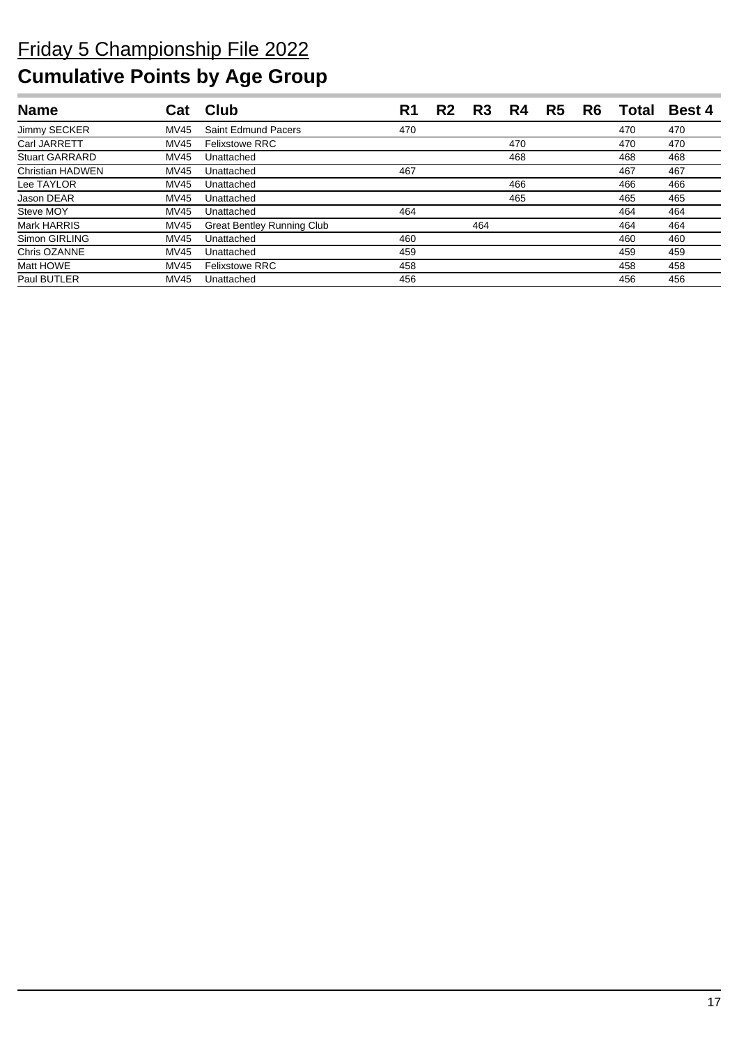# Friday 5 Championship File 2022

## Cumulative Points by Age Group

| Name | Cat | Club | R1 | R2 | R3 | R4 | R5 | R6 | Total | Best 4 |
|---|---|---|---|---|---|---|---|---|---|---|
| Jimmy SECKER | MV45 | Saint Edmund Pacers | 470 | | | | | | 470 | 470 |
| Carl JARRETT | MV45 | Felixstowe RRC | | | | 470 | | | 470 | 470 |
| Stuart GARRARD | MV45 | Unattached | | | | 468 | | | 468 | 468 |
| Christian HADWEN | MV45 | Unattached | 467 | | | | | | 467 | 467 |
| Lee TAYLOR | MV45 | Unattached | | | | 466 | | | 466 | 466 |
| Jason DEAR | MV45 | Unattached | | | | 465 | | | 465 | 465 |
| Steve MOY | MV45 | Unattached | 464 | | | | | | 464 | 464 |
| Mark HARRIS | MV45 | Great Bentley Running Club | | | 464 | | | | 464 | 464 |
| Simon GIRLING | MV45 | Unattached | 460 | | | | | | 460 | 460 |
| Chris OZANNE | MV45 | Unattached | 459 | | | | | | 459 | 459 |
| Matt HOWE | MV45 | Felixstowe RRC | 458 | | | | | | 458 | 458 |
| Paul BUTLER | MV45 | Unattached | 456 | | | | | | 456 | 456 |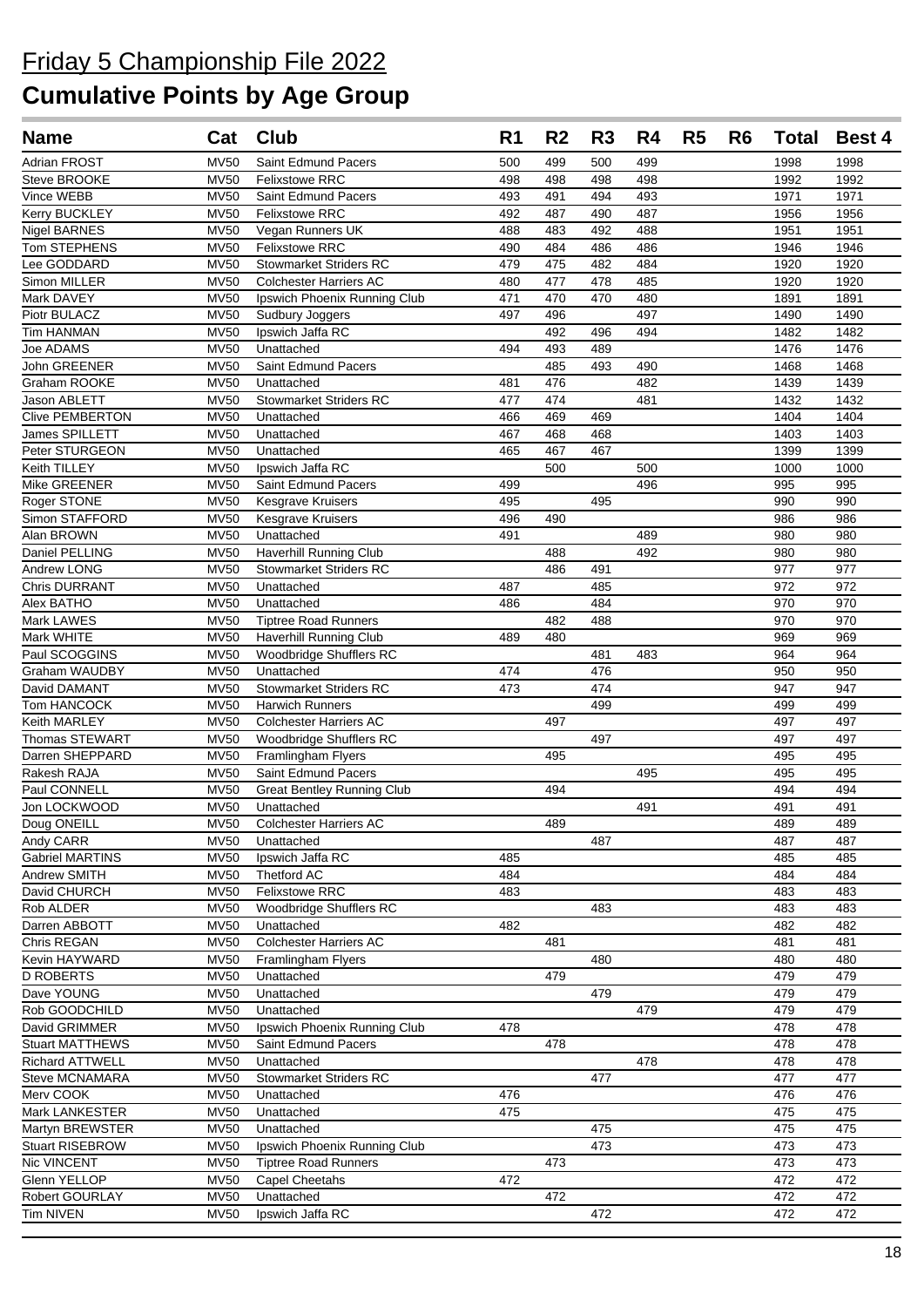# Friday 5 Championship File 2022

# Cumulative Points by Age Group

| Name | Cat | Club | R1 | R2 | R3 | R4 | R5 | R6 | Total | Best 4 |
|---|---|---|---|---|---|---|---|---|---|---|
| Adrian FROST | MV50 | Saint Edmund Pacers | 500 | 499 | 500 | 499 | | | 1998 | 1998 |
| Steve BROOKE | MV50 | Felixstowe RRC | 498 | 498 | 498 | 498 | | | 1992 | 1992 |
| Vince WEBB | MV50 | Saint Edmund Pacers | 493 | 491 | 494 | 493 | | | 1971 | 1971 |
| Kerry BUCKLEY | MV50 | Felixstowe RRC | 492 | 487 | 490 | 487 | | | 1956 | 1956 |
| Nigel BARNES | MV50 | Vegan Runners UK | 488 | 483 | 492 | 488 | | | 1951 | 1951 |
| Tom STEPHENS | MV50 | Felixstowe RRC | 490 | 484 | 486 | 486 | | | 1946 | 1946 |
| Lee GODDARD | MV50 | Stowmarket Striders RC | 479 | 475 | 482 | 484 | | | 1920 | 1920 |
| Simon MILLER | MV50 | Colchester Harriers AC | 480 | 477 | 478 | 485 | | | 1920 | 1920 |
| Mark DAVEY | MV50 | Ipswich Phoenix Running Club | 471 | 470 | 470 | 480 | | | 1891 | 1891 |
| Piotr BULACZ | MV50 | Sudbury Joggers | 497 | 496 | | 497 | | | 1490 | 1490 |
| Tim HANMAN | MV50 | Ipswich Jaffa RC | | 492 | 496 | 494 | | | 1482 | 1482 |
| Joe ADAMS | MV50 | Unattached | 494 | 493 | 489 | | | | 1476 | 1476 |
| John GREENER | MV50 | Saint Edmund Pacers | | 485 | 493 | 490 | | | 1468 | 1468 |
| Graham ROOKE | MV50 | Unattached | 481 | 476 | | 482 | | | 1439 | 1439 |
| Jason ABLETT | MV50 | Stowmarket Striders RC | 477 | 474 | | 481 | | | 1432 | 1432 |
| Clive PEMBERTON | MV50 | Unattached | 466 | 469 | 469 | | | | 1404 | 1404 |
| James SPILLETT | MV50 | Unattached | 467 | 468 | 468 | | | | 1403 | 1403 |
| Peter STURGEON | MV50 | Unattached | 465 | 467 | 467 | | | | 1399 | 1399 |
| Keith TILLEY | MV50 | Ipswich Jaffa RC | | 500 | | 500 | | | 1000 | 1000 |
| Mike GREENER | MV50 | Saint Edmund Pacers | 499 | | | 496 | | | 995 | 995 |
| Roger STONE | MV50 | Kesgrave Kruisers | 495 | | 495 | | | | 990 | 990 |
| Simon STAFFORD | MV50 | Kesgrave Kruisers | 496 | 490 | | | | | 986 | 986 |
| Alan BROWN | MV50 | Unattached | 491 | | | 489 | | | 980 | 980 |
| Daniel PELLING | MV50 | Haverhill Running Club | | 488 | | 492 | | | 980 | 980 |
| Andrew LONG | MV50 | Stowmarket Striders RC | | 486 | 491 | | | | 977 | 977 |
| Chris DURRANT | MV50 | Unattached | 487 | | 485 | | | | 972 | 972 |
| Alex BATHO | MV50 | Unattached | 486 | | 484 | | | | 970 | 970 |
| Mark LAWES | MV50 | Tiptree Road Runners | | 482 | 488 | | | | 970 | 970 |
| Mark WHITE | MV50 | Haverhill Running Club | 489 | 480 | | | | | 969 | 969 |
| Paul SCOGGINS | MV50 | Woodbridge Shufflers RC | | | 481 | 483 | | | 964 | 964 |
| Graham WAUDBY | MV50 | Unattached | 474 | | 476 | | | | 950 | 950 |
| David DAMANT | MV50 | Stowmarket Striders RC | 473 | | 474 | | | | 947 | 947 |
| Tom HANCOCK | MV50 | Harwich Runners | | | 499 | | | | 499 | 499 |
| Keith MARLEY | MV50 | Colchester Harriers AC | | 497 | | | | | 497 | 497 |
| Thomas STEWART | MV50 | Woodbridge Shufflers RC | | | 497 | | | | 497 | 497 |
| Darren SHEPPARD | MV50 | Framlingham Flyers | | 495 | | | | | 495 | 495 |
| Rakesh RAJA | MV50 | Saint Edmund Pacers | | | | 495 | | | 495 | 495 |
| Paul CONNELL | MV50 | Great Bentley Running Club | | 494 | | | | | 494 | 494 |
| Jon LOCKWOOD | MV50 | Unattached | | | | 491 | | | 491 | 491 |
| Doug ONEILL | MV50 | Colchester Harriers AC | | 489 | | | | | 489 | 489 |
| Andy CARR | MV50 | Unattached | | | 487 | | | | 487 | 487 |
| Gabriel MARTINS | MV50 | Ipswich Jaffa RC | 485 | | | | | | 485 | 485 |
| Andrew SMITH | MV50 | Thetford AC | 484 | | | | | | 484 | 484 |
| David CHURCH | MV50 | Felixstowe RRC | 483 | | | | | | 483 | 483 |
| Rob ALDER | MV50 | Woodbridge Shufflers RC | | | 483 | | | | 483 | 483 |
| Darren ABBOTT | MV50 | Unattached | 482 | | | | | | 482 | 482 |
| Chris REGAN | MV50 | Colchester Harriers AC | | 481 | | | | | 481 | 481 |
| Kevin HAYWARD | MV50 | Framlingham Flyers | | | 480 | | | | 480 | 480 |
| D ROBERTS | MV50 | Unattached | | 479 | | | | | 479 | 479 |
| Dave YOUNG | MV50 | Unattached | | | 479 | | | | 479 | 479 |
| Rob GOODCHILD | MV50 | Unattached | | | | 479 | | | 479 | 479 |
| David GRIMMER | MV50 | Ipswich Phoenix Running Club | 478 | | | | | | 478 | 478 |
| Stuart MATTHEWS | MV50 | Saint Edmund Pacers | | 478 | | | | | 478 | 478 |
| Richard ATTWELL | MV50 | Unattached | | | | 478 | | | 478 | 478 |
| Steve MCNAMARA | MV50 | Stowmarket Striders RC | | | 477 | | | | 477 | 477 |
| Merv COOK | MV50 | Unattached | 476 | | | | | | 476 | 476 |
| Mark LANKESTER | MV50 | Unattached | 475 | | | | | | 475 | 475 |
| Martyn BREWSTER | MV50 | Unattached | | | 475 | | | | 475 | 475 |
| Stuart RISEBROW | MV50 | Ipswich Phoenix Running Club | | | 473 | | | | 473 | 473 |
| Nic VINCENT | MV50 | Tiptree Road Runners | | 473 | | | | | 473 | 473 |
| Glenn YELLOP | MV50 | Capel Cheetahs | 472 | | | | | | 472 | 472 |
| Robert GOURLAY | MV50 | Unattached | | 472 | | | | | 472 | 472 |
| Tim NIVEN | MV50 | Ipswich Jaffa RC | | | 472 | | | | 472 | 472 |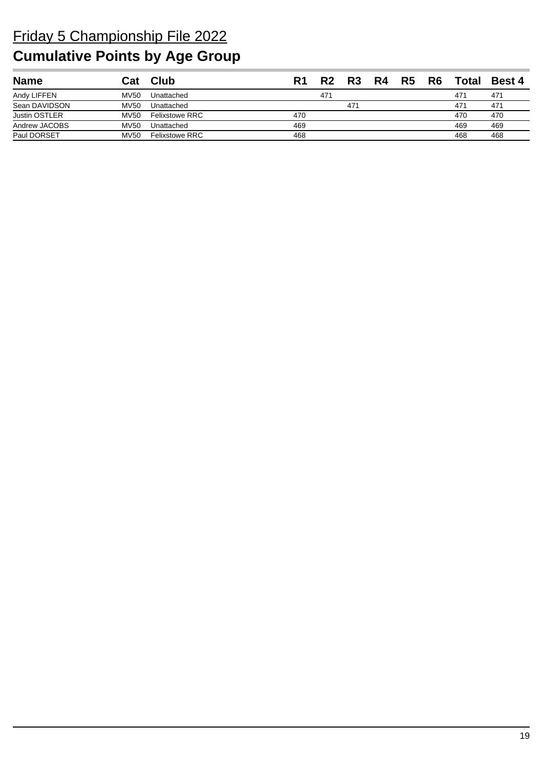# Friday 5 Championship File 2022

## Cumulative Points by Age Group

| Name | Cat | Club | R1 | R2 | R3 | R4 | R5 | R6 | Total | Best 4 |
|---|---|---|---|---|---|---|---|---|---|---|
| Andy LIFFEN | MV50 | Unattached | | 471 | | | | | 471 | 471 |
| Sean DAVIDSON | MV50 | Unattached | | | 471 | | | | 471 | 471 |
| Justin OSTLER | MV50 | Felixstowe RRC | 470 | | | | | | 470 | 470 |
| Andrew JACOBS | MV50 | Unattached | 469 | | | | | | 469 | 469 |
| Paul DORSET | MV50 | Felixstowe RRC | 468 | | | | | | 468 | 468 |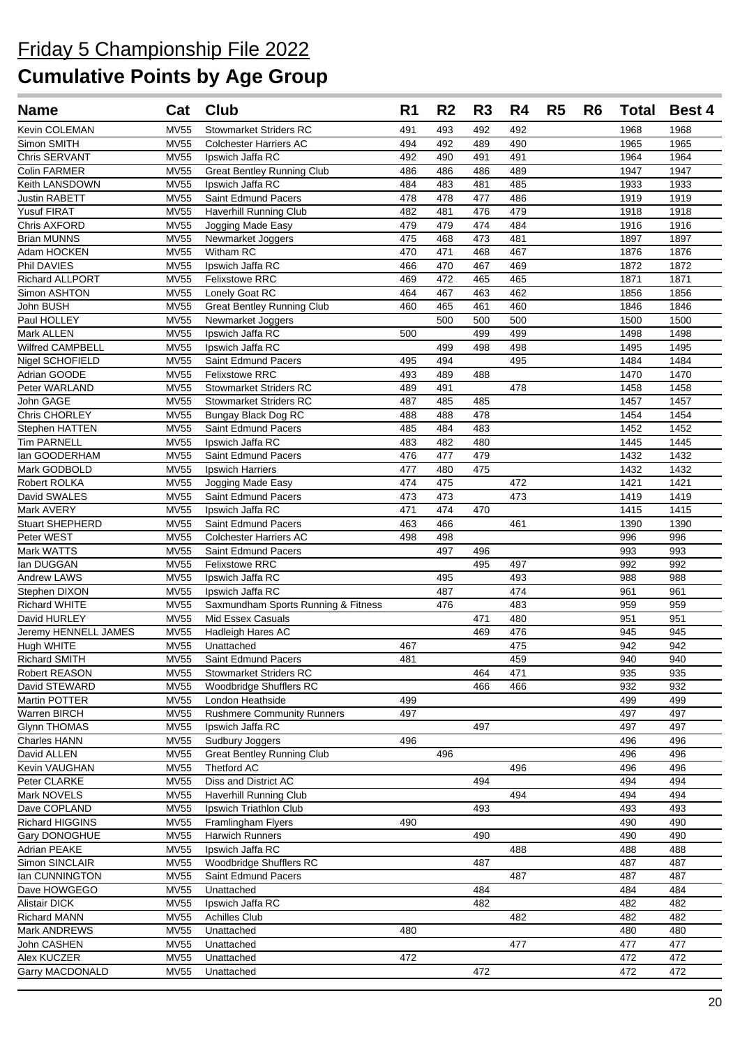# Friday 5 Championship File 2022

## Cumulative Points by Age Group

| Name | Cat | Club | R1 | R2 | R3 | R4 | R5 | R6 | Total | Best 4 |
|---|---|---|---|---|---|---|---|---|---|---|
| Kevin COLEMAN | MV55 | Stowmarket Striders RC | 491 | 493 | 492 | 492 | | | 1968 | 1968 |
| Simon SMITH | MV55 | Colchester Harriers AC | 494 | 492 | 489 | 490 | | | 1965 | 1965 |
| Chris SERVANT | MV55 | Ipswich Jaffa RC | 492 | 490 | 491 | 491 | | | 1964 | 1964 |
| Colin FARMER | MV55 | Great Bentley Running Club | 486 | 486 | 486 | 489 | | | 1947 | 1947 |
| Keith LANSDOWN | MV55 | Ipswich Jaffa RC | 484 | 483 | 481 | 485 | | | 1933 | 1933 |
| Justin RABETT | MV55 | Saint Edmund Pacers | 478 | 478 | 477 | 486 | | | 1919 | 1919 |
| Yusuf FIRAT | MV55 | Haverhill Running Club | 482 | 481 | 476 | 479 | | | 1918 | 1918 |
| Chris AXFORD | MV55 | Jogging Made Easy | 479 | 479 | 474 | 484 | | | 1916 | 1916 |
| Brian MUNNS | MV55 | Newmarket Joggers | 475 | 468 | 473 | 481 | | | 1897 | 1897 |
| Adam HOCKEN | MV55 | Witham RC | 470 | 471 | 468 | 467 | | | 1876 | 1876 |
| Phil DAVIES | MV55 | Ipswich Jaffa RC | 466 | 470 | 467 | 469 | | | 1872 | 1872 |
| Richard ALLPORT | MV55 | Felixstowe RRC | 469 | 472 | 465 | 465 | | | 1871 | 1871 |
| Simon ASHTON | MV55 | Lonely Goat RC | 464 | 467 | 463 | 462 | | | 1856 | 1856 |
| John BUSH | MV55 | Great Bentley Running Club | 460 | 465 | 461 | 460 | | | 1846 | 1846 |
| Paul HOLLEY | MV55 | Newmarket Joggers | | 500 | 500 | 500 | | | 1500 | 1500 |
| Mark ALLEN | MV55 | Ipswich Jaffa RC | 500 | | 499 | 499 | | | 1498 | 1498 |
| Wilfred CAMPBELL | MV55 | Ipswich Jaffa RC | | 499 | 498 | 498 | | | 1495 | 1495 |
| Nigel SCHOFIELD | MV55 | Saint Edmund Pacers | 495 | 494 | | 495 | | | 1484 | 1484 |
| Adrian GOODE | MV55 | Felixstowe RRC | 493 | 489 | 488 | | | | 1470 | 1470 |
| Peter WARLAND | MV55 | Stowmarket Striders RC | 489 | 491 | | 478 | | | 1458 | 1458 |
| John GAGE | MV55 | Stowmarket Striders RC | 487 | 485 | 485 | | | | 1457 | 1457 |
| Chris CHORLEY | MV55 | Bungay Black Dog RC | 488 | 488 | 478 | | | | 1454 | 1454 |
| Stephen HATTEN | MV55 | Saint Edmund Pacers | 485 | 484 | 483 | | | | 1452 | 1452 |
| Tim PARNELL | MV55 | Ipswich Jaffa RC | 483 | 482 | 480 | | | | 1445 | 1445 |
| Ian GOODERHAM | MV55 | Saint Edmund Pacers | 476 | 477 | 479 | | | | 1432 | 1432 |
| Mark GODBOLD | MV55 | Ipswich Harriers | 477 | 480 | 475 | | | | 1432 | 1432 |
| Robert ROLKA | MV55 | Jogging Made Easy | 474 | 475 | | 472 | | | 1421 | 1421 |
| David SWALES | MV55 | Saint Edmund Pacers | 473 | 473 | | 473 | | | 1419 | 1419 |
| Mark AVERY | MV55 | Ipswich Jaffa RC | 471 | 474 | 470 | | | | 1415 | 1415 |
| Stuart SHEPHERD | MV55 | Saint Edmund Pacers | 463 | 466 | | 461 | | | 1390 | 1390 |
| Peter WEST | MV55 | Colchester Harriers AC | 498 | 498 | | | | | 996 | 996 |
| Mark WATTS | MV55 | Saint Edmund Pacers | | 497 | 496 | | | | 993 | 993 |
| Ian DUGGAN | MV55 | Felixstowe RRC | | | 495 | 497 | | | 992 | 992 |
| Andrew LAWS | MV55 | Ipswich Jaffa RC | | 495 | | 493 | | | 988 | 988 |
| Stephen DIXON | MV55 | Ipswich Jaffa RC | | 487 | | 474 | | | 961 | 961 |
| Richard WHITE | MV55 | Saxmundham Sports Running & Fitness | | 476 | | 483 | | | 959 | 959 |
| David HURLEY | MV55 | Mid Essex Casuals | | | 471 | 480 | | | 951 | 951 |
| Jeremy HENNELL JAMES | MV55 | Hadleigh Hares AC | | | 469 | 476 | | | 945 | 945 |
| Hugh WHITE | MV55 | Unattached | 467 | | | 475 | | | 942 | 942 |
| Richard SMITH | MV55 | Saint Edmund Pacers | 481 | | | 459 | | | 940 | 940 |
| Robert REASON | MV55 | Stowmarket Striders RC | | | 464 | 471 | | | 935 | 935 |
| David STEWARD | MV55 | Woodbridge Shufflers RC | | | 466 | 466 | | | 932 | 932 |
| Martin POTTER | MV55 | London Heathside | 499 | | | | | | 499 | 499 |
| Warren BIRCH | MV55 | Rushmere Community Runners | 497 | | | | | | 497 | 497 |
| Glynn THOMAS | MV55 | Ipswich Jaffa RC | | | 497 | | | | 497 | 497 |
| Charles HANN | MV55 | Sudbury Joggers | 496 | | | | | | 496 | 496 |
| David ALLEN | MV55 | Great Bentley Running Club | | 496 | | | | | 496 | 496 |
| Kevin VAUGHAN | MV55 | Thetford AC | | | | 496 | | | 496 | 496 |
| Peter CLARKE | MV55 | Diss and District AC | | | 494 | | | | 494 | 494 |
| Mark NOVELS | MV55 | Haverhill Running Club | | | | 494 | | | 494 | 494 |
| Dave COPLAND | MV55 | Ipswich Triathlon Club | | | 493 | | | | 493 | 493 |
| Richard HIGGINS | MV55 | Framlingham Flyers | 490 | | | | | | 490 | 490 |
| Gary DONOGHUE | MV55 | Harwich Runners | | | 490 | | | | 490 | 490 |
| Adrian PEAKE | MV55 | Ipswich Jaffa RC | | | | 488 | | | 488 | 488 |
| Simon SINCLAIR | MV55 | Woodbridge Shufflers RC | | | 487 | | | | 487 | 487 |
| Ian CUNNINGTON | MV55 | Saint Edmund Pacers | | | | 487 | | | 487 | 487 |
| Dave HOWGEGO | MV55 | Unattached | | | 484 | | | | 484 | 484 |
| Alistair DICK | MV55 | Ipswich Jaffa RC | | | 482 | | | | 482 | 482 |
| Richard MANN | MV55 | Achilles Club | | | | 482 | | | 482 | 482 |
| Mark ANDREWS | MV55 | Unattached | 480 | | | | | | 480 | 480 |
| John CASHEN | MV55 | Unattached | | | | 477 | | | 477 | 477 |
| Alex KUCZER | MV55 | Unattached | 472 | | | | | | 472 | 472 |
| Garry MACDONALD | MV55 | Unattached | | | 472 | | | | 472 | 472 |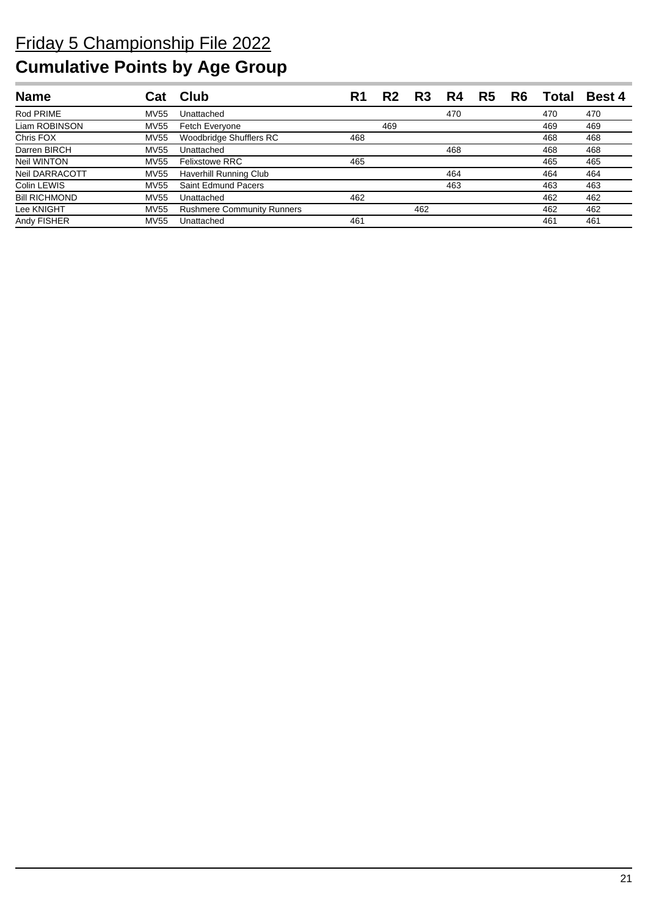# Friday 5 Championship File 2022

## Cumulative Points by Age Group

| Name | Cat | Club | R1 | R2 | R3 | R4 | R5 | R6 | Total | Best 4 |
|---|---|---|---|---|---|---|---|---|---|---|
| Rod PRIME | MV55 | Unattached | | | | 470 | | | 470 | 470 |
| Liam ROBINSON | MV55 | Fetch Everyone | | 469 | | | | | 469 | 469 |
| Chris FOX | MV55 | Woodbridge Shufflers RC | 468 | | | | | | 468 | 468 |
| Darren BIRCH | MV55 | Unattached | | | | 468 | | | 468 | 468 |
| Neil WINTON | MV55 | Felixstowe RRC | 465 | | | | | | 465 | 465 |
| Neil DARRACOTT | MV55 | Haverhill Running Club | | | | 464 | | | 464 | 464 |
| Colin LEWIS | MV55 | Saint Edmund Pacers | | | | 463 | | | 463 | 463 |
| Bill RICHMOND | MV55 | Unattached | 462 | | | | | | 462 | 462 |
| Lee KNIGHT | MV55 | Rushmere Community Runners | | | 462 | | | | 462 | 462 |
| Andy FISHER | MV55 | Unattached | 461 | | | | | | 461 | 461 |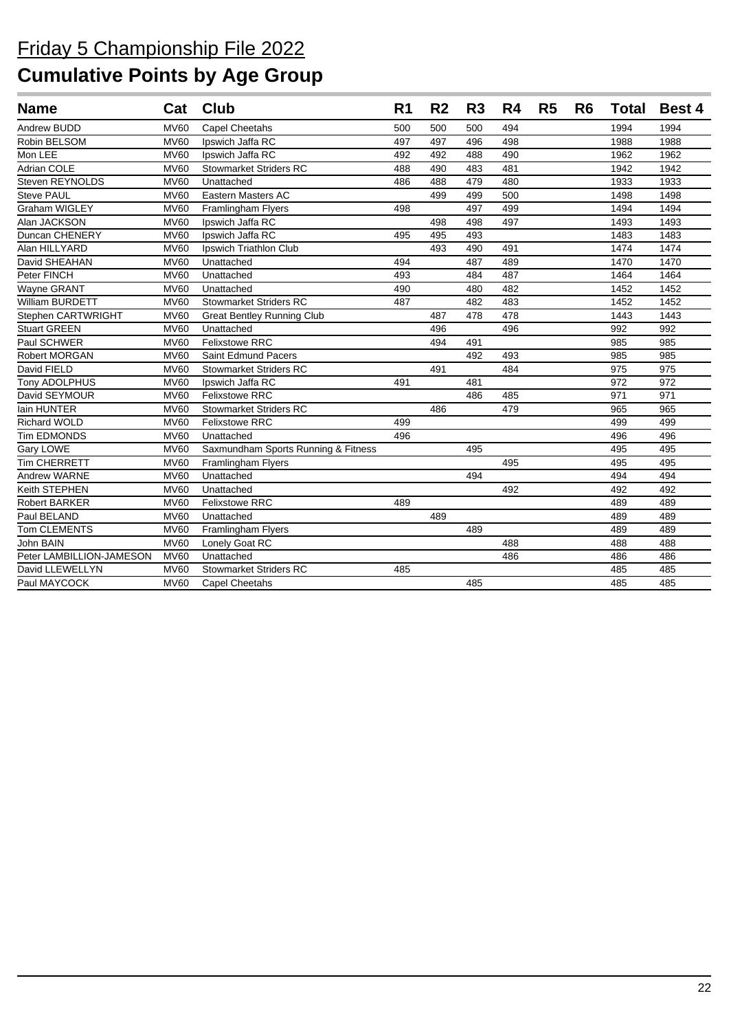# Friday 5 Championship File 2022

## Cumulative Points by Age Group

| Name | Cat | Club | R1 | R2 | R3 | R4 | R5 | R6 | Total | Best 4 |
|---|---|---|---|---|---|---|---|---|---|---|
| Andrew BUDD | MV60 | Capel Cheetahs | 500 | 500 | 500 | 494 | | | 1994 | 1994 |
| Robin BELSOM | MV60 | Ipswich Jaffa RC | 497 | 497 | 496 | 498 | | | 1988 | 1988 |
| Mon LEE | MV60 | Ipswich Jaffa RC | 492 | 492 | 488 | 490 | | | 1962 | 1962 |
| Adrian COLE | MV60 | Stowmarket Striders RC | 488 | 490 | 483 | 481 | | | 1942 | 1942 |
| Steven REYNOLDS | MV60 | Unattached | 486 | 488 | 479 | 480 | | | 1933 | 1933 |
| Steve PAUL | MV60 | Eastern Masters AC | | 499 | 499 | 500 | | | 1498 | 1498 |
| Graham WIGLEY | MV60 | Framlingham Flyers | 498 | | 497 | 499 | | | 1494 | 1494 |
| Alan JACKSON | MV60 | Ipswich Jaffa RC | | 498 | 498 | 497 | | | 1493 | 1493 |
| Duncan CHENERY | MV60 | Ipswich Jaffa RC | 495 | 495 | 493 | | | | 1483 | 1483 |
| Alan HILLYARD | MV60 | Ipswich Triathlon Club | | 493 | 490 | 491 | | | 1474 | 1474 |
| David SHEAHAN | MV60 | Unattached | 494 | | 487 | 489 | | | 1470 | 1470 |
| Peter FINCH | MV60 | Unattached | 493 | | 484 | 487 | | | 1464 | 1464 |
| Wayne GRANT | MV60 | Unattached | 490 | | 480 | 482 | | | 1452 | 1452 |
| William BURDETT | MV60 | Stowmarket Striders RC | 487 | | 482 | 483 | | | 1452 | 1452 |
| Stephen CARTWRIGHT | MV60 | Great Bentley Running Club | | 487 | 478 | 478 | | | 1443 | 1443 |
| Stuart GREEN | MV60 | Unattached | | 496 | | 496 | | | 992 | 992 |
| Paul SCHWER | MV60 | Felixstowe RRC | | 494 | 491 | | | | 985 | 985 |
| Robert MORGAN | MV60 | Saint Edmund Pacers | | | 492 | 493 | | | 985 | 985 |
| David FIELD | MV60 | Stowmarket Striders RC | | 491 | | 484 | | | 975 | 975 |
| Tony ADOLPHUS | MV60 | Ipswich Jaffa RC | 491 | | 481 | | | | 972 | 972 |
| David SEYMOUR | MV60 | Felixstowe RRC | | | 486 | 485 | | | 971 | 971 |
| Iain HUNTER | MV60 | Stowmarket Striders RC | | 486 | | 479 | | | 965 | 965 |
| Richard WOLD | MV60 | Felixstowe RRC | 499 | | | | | | 499 | 499 |
| Tim EDMONDS | MV60 | Unattached | 496 | | | | | | 496 | 496 |
| Gary LOWE | MV60 | Saxmundham Sports Running & Fitness | | | 495 | | | | 495 | 495 |
| Tim CHERRETT | MV60 | Framlingham Flyers | | | | 495 | | | 495 | 495 |
| Andrew WARNE | MV60 | Unattached | | | 494 | | | | 494 | 494 |
| Keith STEPHEN | MV60 | Unattached | | | | 492 | | | 492 | 492 |
| Robert BARKER | MV60 | Felixstowe RRC | 489 | | | | | | 489 | 489 |
| Paul BELAND | MV60 | Unattached | | 489 | | | | | 489 | 489 |
| Tom CLEMENTS | MV60 | Framlingham Flyers | | | 489 | | | | 489 | 489 |
| John BAIN | MV60 | Lonely Goat RC | | | | 488 | | | 488 | 488 |
| Peter LAMBILLION-JAMESON | MV60 | Unattached | | | | 486 | | | 486 | 486 |
| David LLEWELLYN | MV60 | Stowmarket Striders RC | 485 | | | | | | 485 | 485 |
| Paul MAYCOCK | MV60 | Capel Cheetahs | | | 485 | | | | 485 | 485 |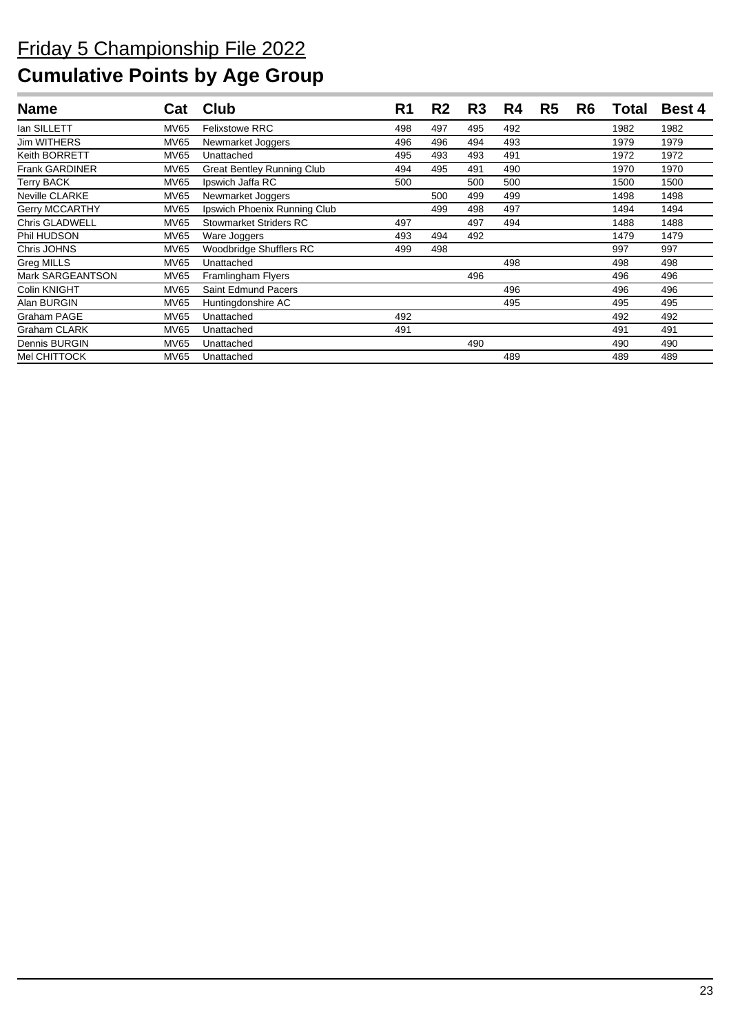# Friday 5 Championship File 2022

## Cumulative Points by Age Group

| Name | Cat | Club | R1 | R2 | R3 | R4 | R5 | R6 | Total | Best 4 |
|---|---|---|---|---|---|---|---|---|---|---|
| Ian SILLETT | MV65 | Felixstowe RRC | 498 | 497 | 495 | 492 | | | 1982 | 1982 |
| Jim WITHERS | MV65 | Newmarket Joggers | 496 | 496 | 494 | 493 | | | 1979 | 1979 |
| Keith BORRETT | MV65 | Unattached | 495 | 493 | 493 | 491 | | | 1972 | 1972 |
| Frank GARDINER | MV65 | Great Bentley Running Club | 494 | 495 | 491 | 490 | | | 1970 | 1970 |
| Terry BACK | MV65 | Ipswich Jaffa RC | 500 | | 500 | 500 | | | 1500 | 1500 |
| Neville CLARKE | MV65 | Newmarket Joggers | | 500 | 499 | 499 | | | 1498 | 1498 |
| Gerry MCCARTHY | MV65 | Ipswich Phoenix Running Club | | 499 | 498 | 497 | | | 1494 | 1494 |
| Chris GLADWELL | MV65 | Stowmarket Striders RC | 497 | | 497 | 494 | | | 1488 | 1488 |
| Phil HUDSON | MV65 | Ware Joggers | 493 | 494 | 492 | | | | 1479 | 1479 |
| Chris JOHNS | MV65 | Woodbridge Shufflers RC | 499 | 498 | | | | | 997 | 997 |
| Greg MILLS | MV65 | Unattached | | | | 498 | | | 498 | 498 |
| Mark SARGEANTSON | MV65 | Framlingham Flyers | | | 496 | | | | 496 | 496 |
| Colin KNIGHT | MV65 | Saint Edmund Pacers | | | | 496 | | | 496 | 496 |
| Alan BURGIN | MV65 | Huntingdonshire AC | | | | 495 | | | 495 | 495 |
| Graham PAGE | MV65 | Unattached | 492 | | | | | | 492 | 492 |
| Graham CLARK | MV65 | Unattached | 491 | | | | | | 491 | 491 |
| Dennis BURGIN | MV65 | Unattached | | | 490 | | | | 490 | 490 |
| Mel CHITTOCK | MV65 | Unattached | | | | 489 | | | 489 | 489 |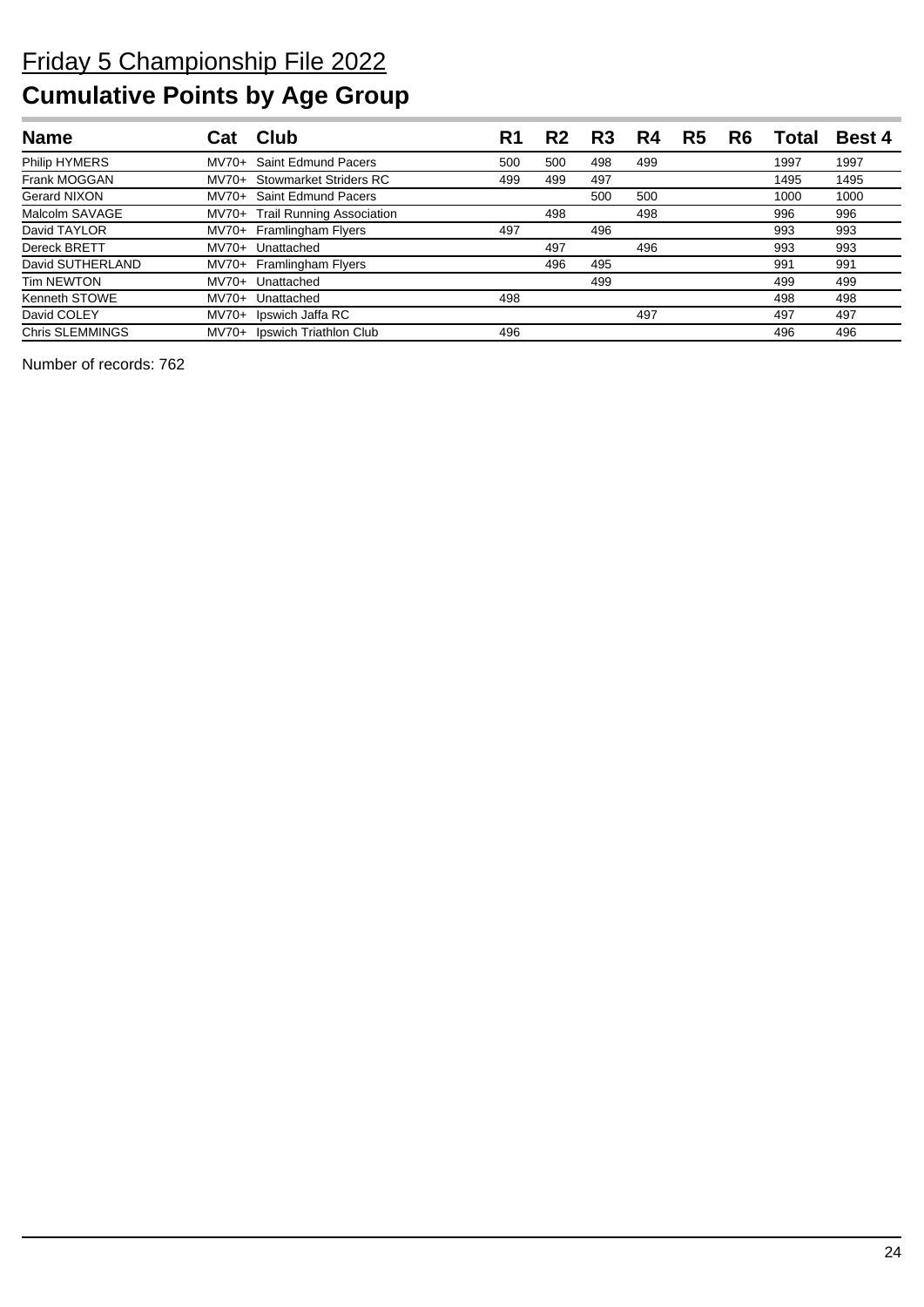# Friday 5 Championship File 2022

## Cumulative Points by Age Group

| Name | Cat | Club | R1 | R2 | R3 | R4 | R5 | R6 | Total | Best 4 |
|---|---|---|---|---|---|---|---|---|---|---|
| Philip HYMERS | MV70+ | Saint Edmund Pacers | 500 | 500 | 498 | 499 | | | 1997 | 1997 |
| Frank MOGGAN | MV70+ | Stowmarket Striders RC | 499 | 499 | 497 | | | | 1495 | 1495 |
| Gerard NIXON | MV70+ | Saint Edmund Pacers | | | 500 | 500 | | | 1000 | 1000 |
| Malcolm SAVAGE | MV70+ | Trail Running Association | | 498 | | 498 | | | 996 | 996 |
| David TAYLOR | MV70+ | Framlingham Flyers | 497 | | 496 | | | | 993 | 993 |
| Dereck BRETT | MV70+ | Unattached | | 497 | | 496 | | | 993 | 993 |
| David SUTHERLAND | MV70+ | Framlingham Flyers | | 496 | 495 | | | | 991 | 991 |
| Tim NEWTON | MV70+ | Unattached | | | 499 | | | | 499 | 499 |
| Kenneth STOWE | MV70+ | Unattached | 498 | | | | | | 498 | 498 |
| David COLEY | MV70+ | Ipswich Jaffa RC | | | | 497 | | | 497 | 497 |
| Chris SLEMMINGS | MV70+ | Ipswich Triathlon Club | 496 | | | | | | 496 | 496 |

Number of records: 762